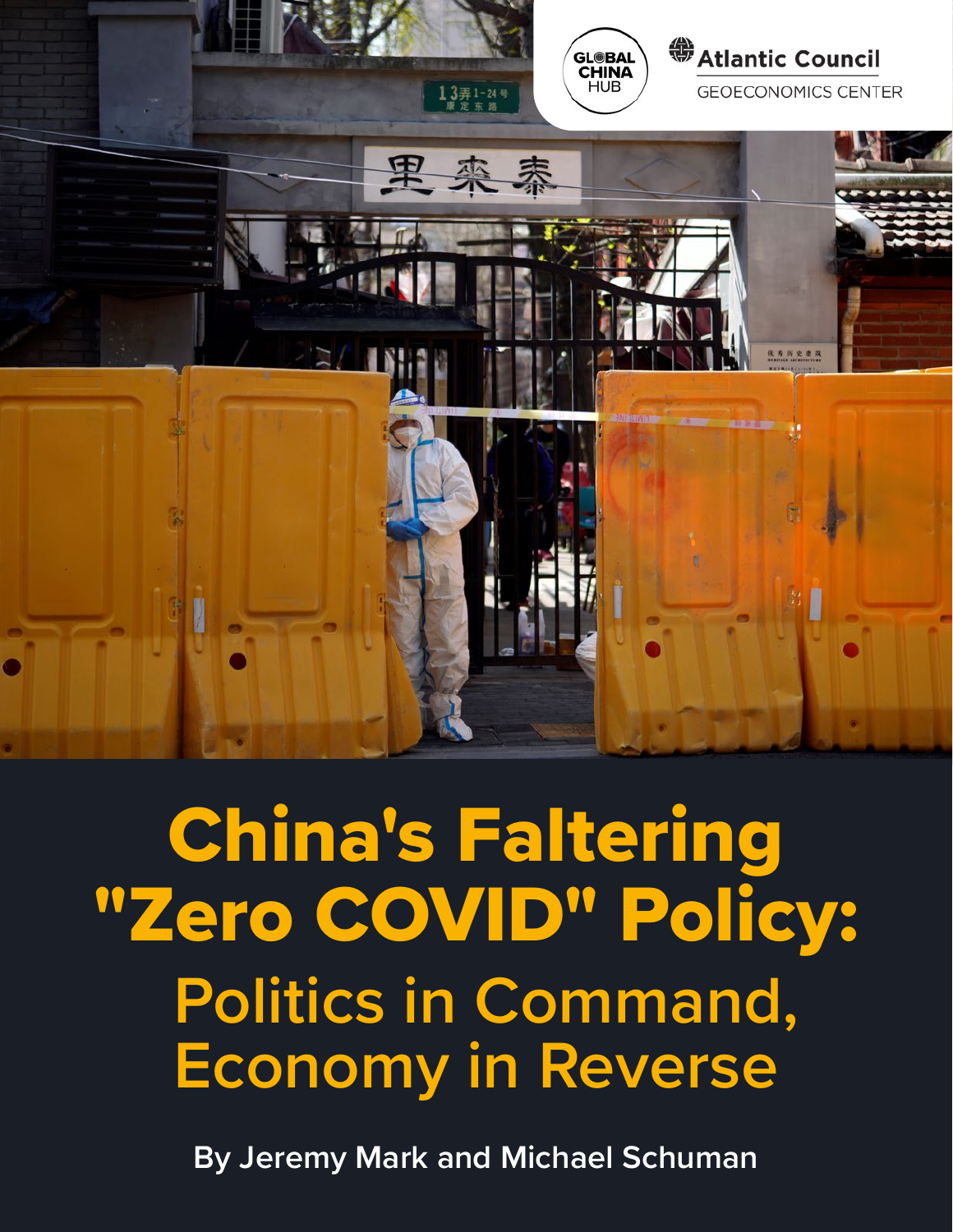GLOBAL CHINA HUB

Atlantic Council GEOECONOMICS CENTER

# China's Faltering "Zero COVID" Policy:

## Politics in Command, Economy in Reverse

**By Jeremy Mark and Michael Schuman**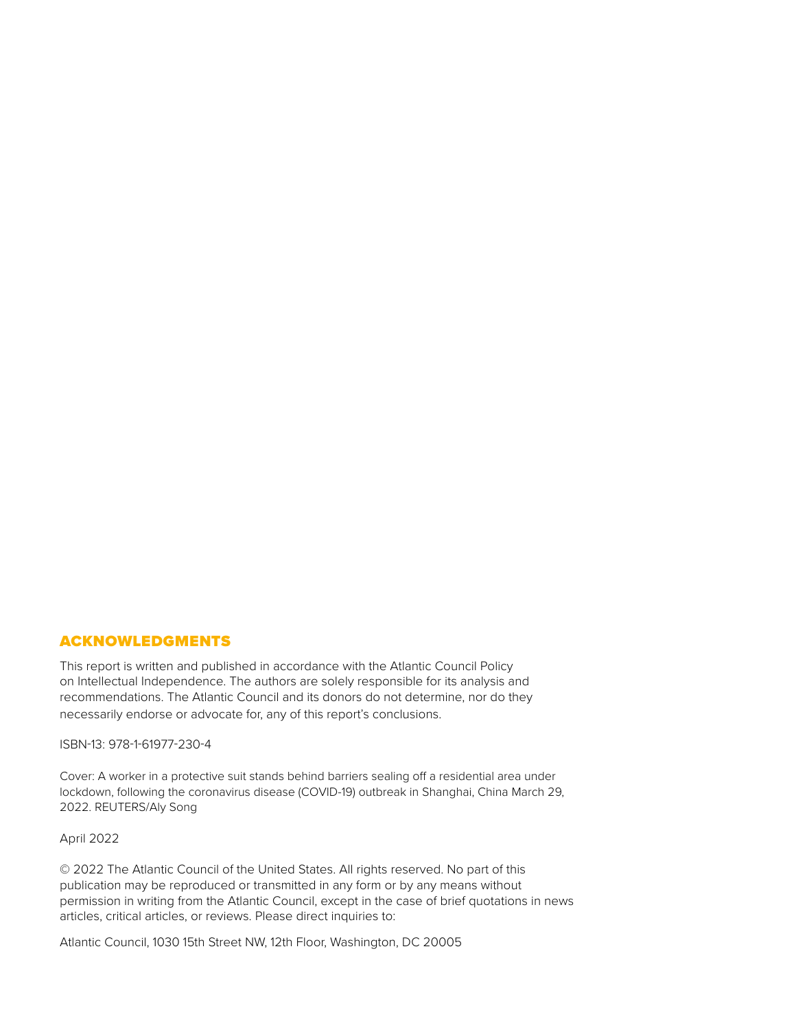## ACKNOWLEDGMENTS

This report is written and published in accordance with the Atlantic Council Policy on Intellectual Independence. The authors are solely responsible for its analysis and recommendations. The Atlantic Council and its donors do not determine, nor do they necessarily endorse or advocate for, any of this report's conclusions.

ISBN-13: 978-1-61977-230-4

Cover: A worker in a protective suit stands behind barriers sealing off a residential area under lockdown, following the coronavirus disease (COVID-19) outbreak in Shanghai, China March 29, 2022. REUTERS/Aly Song

April 2022

© 2022 The Atlantic Council of the United States. All rights reserved. No part of this publication may be reproduced or transmitted in any form or by any means without permission in writing from the Atlantic Council, except in the case of brief quotations in news articles, critical articles, or reviews. Please direct inquiries to:

Atlantic Council, 1030 15th Street NW, 12th Floor, Washington, DC 20005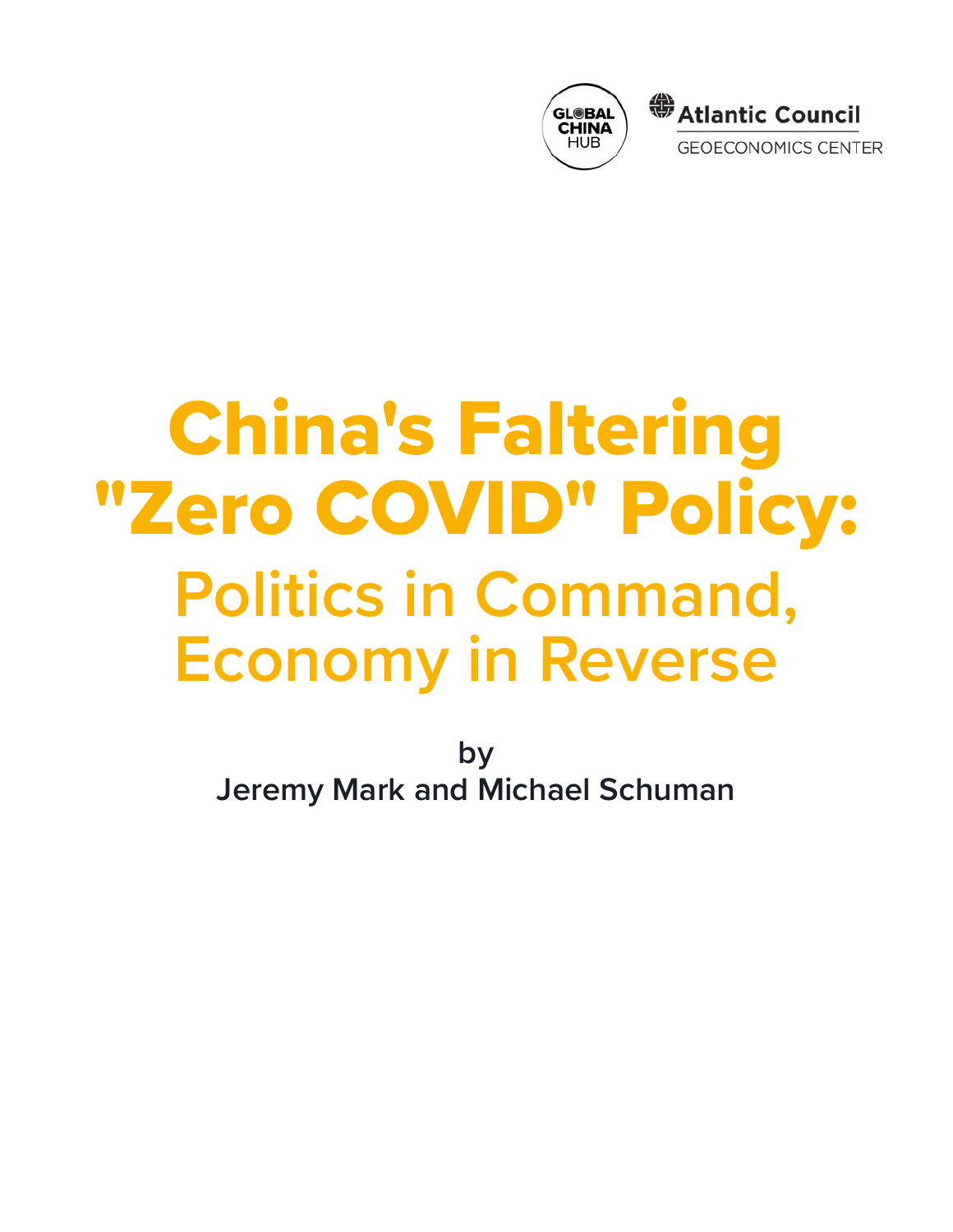GLOBAL CHINA HUB

Atlantic Council

GEOECONOMICS CENTER

# China's Faltering "Zero COVID" Policy:

## Politics in Command, Economy in Reverse

by

**Jeremy Mark and Michael Schuman**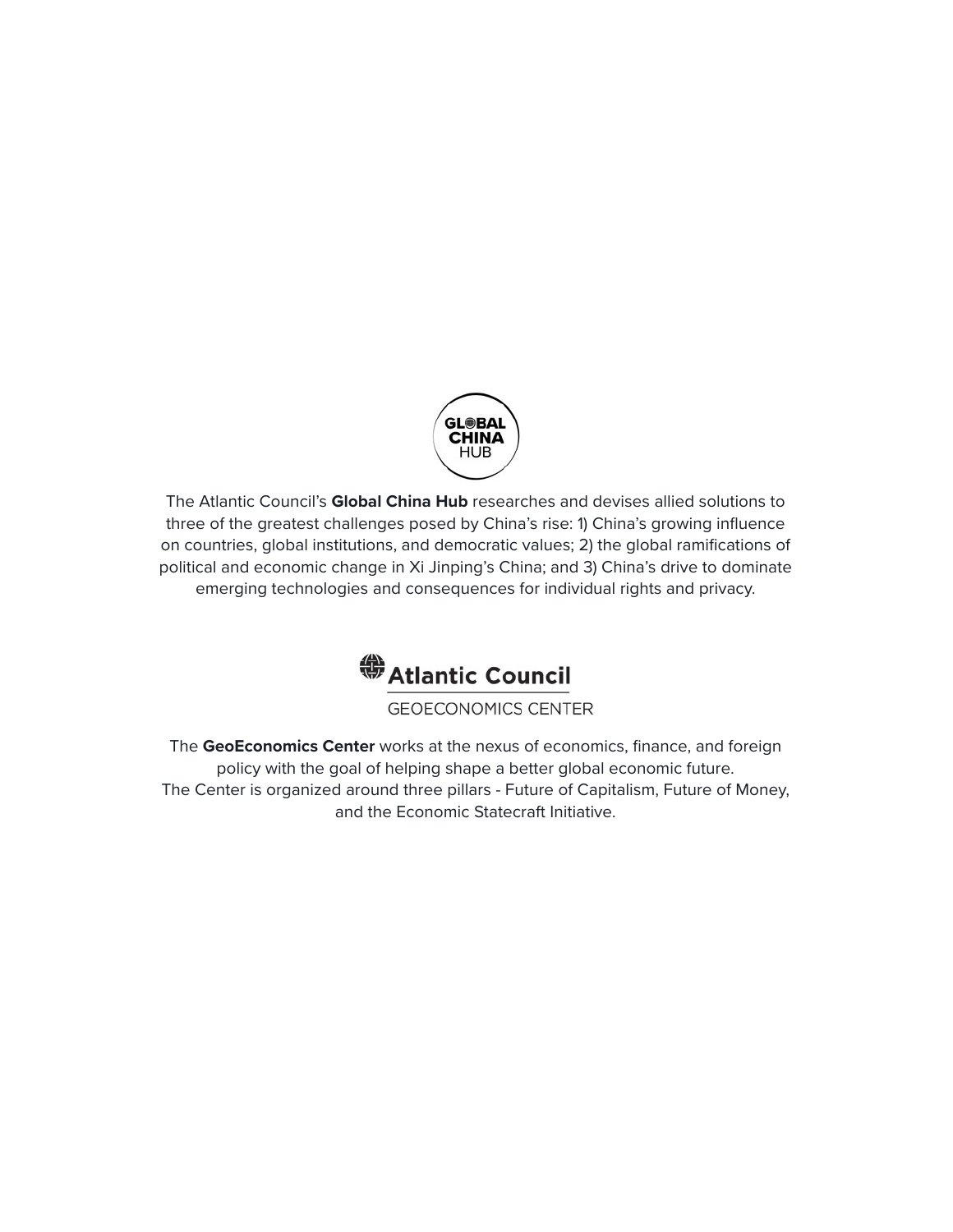GLOBAL CHINA HUB

The Atlantic Council's **Global China Hub** researches and devises allied solutions to three of the greatest challenges posed by China's rise: 1) China's growing influence on countries, global institutions, and democratic values; 2) the global ramifications of political and economic change in Xi Jinping's China; and 3) China's drive to dominate emerging technologies and consequences for individual rights and privacy.

Atlantic Council

GEOECONOMICS CENTER

The **GeoEconomics Center** works at the nexus of economics, finance, and foreign policy with the goal of helping shape a better global economic future. The Center is organized around three pillars - Future of Capitalism, Future of Money, and the Economic Statecraft Initiative.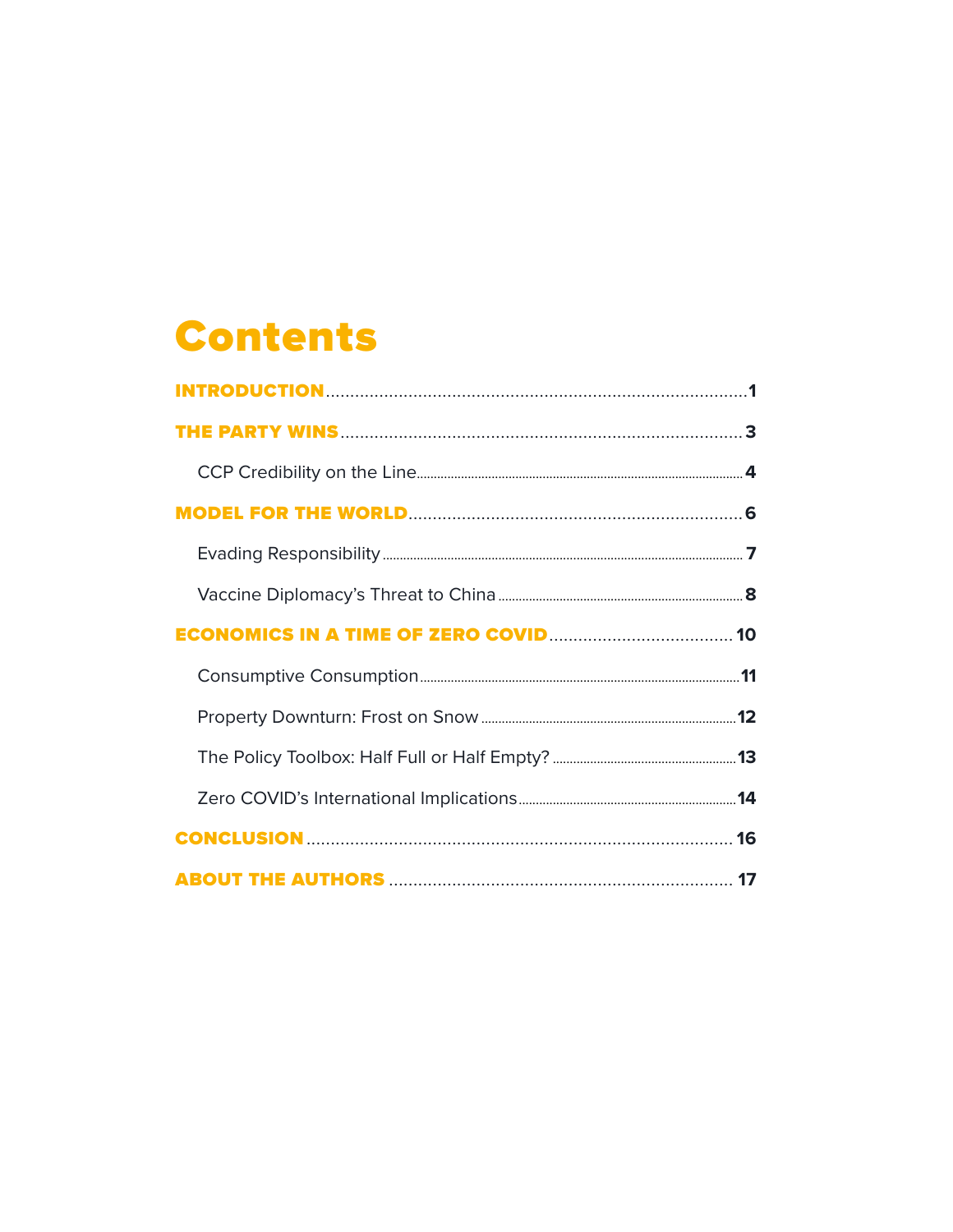# Contents

**INTRODUCTION** .......... 1

**THE PARTY WINS** .......... 3

- CCP Credibility on the Line .......... 4

**MODEL FOR THE WORLD** .......... 6

- Evading Responsibility .......... 7
- Vaccine Diplomacy's Threat to China .......... 8

**ECONOMICS IN A TIME OF ZERO COVID** .......... 10

- Consumptive Consumption .......... 11
- Property Downturn: Frost on Snow .......... 12
- The Policy Toolbox: Half Full or Half Empty? .......... 13
- Zero COVID's International Implications .......... 14

**CONCLUSION** .......... 16

**ABOUT THE AUTHORS** .......... 17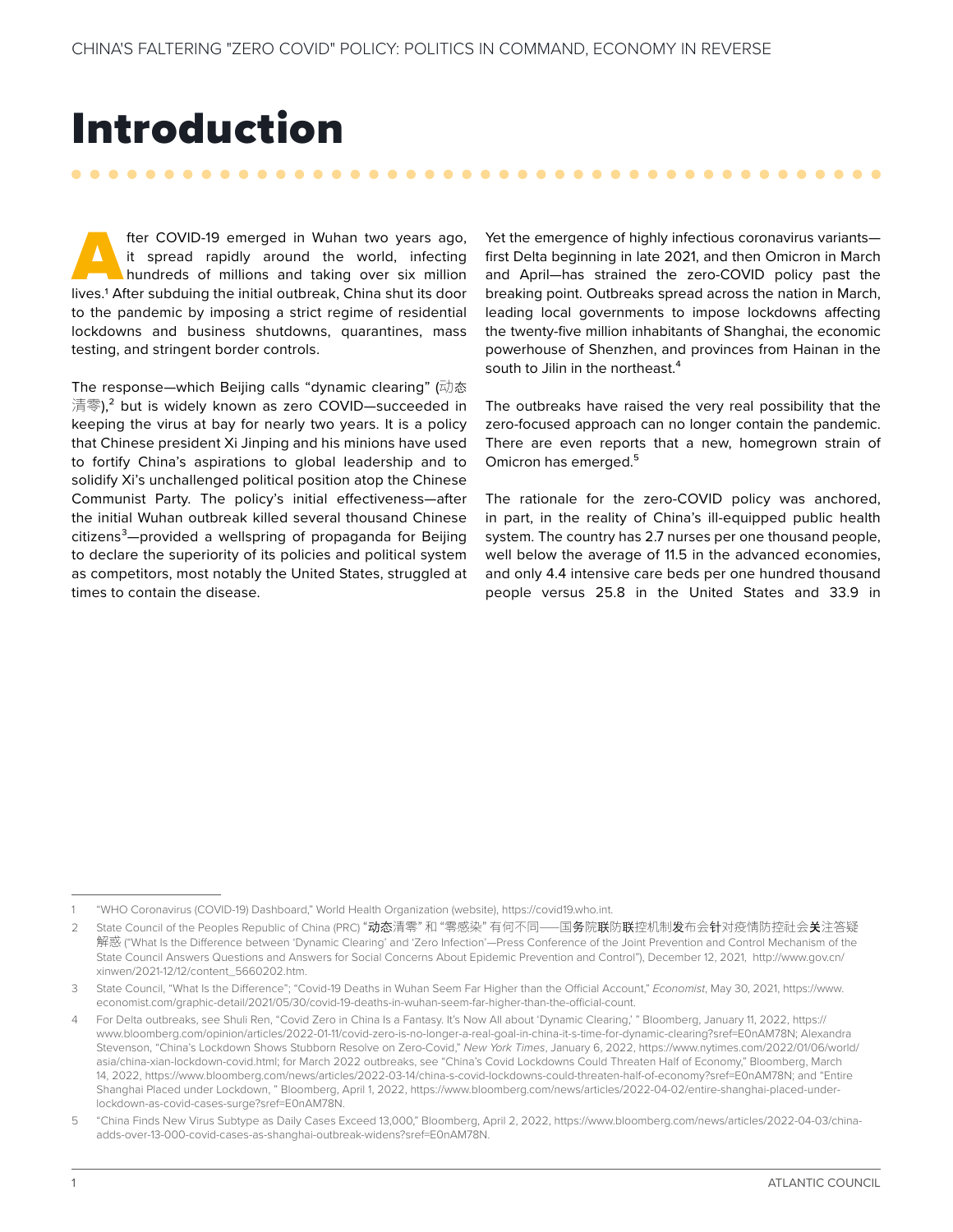# Introduction

After COVID-19 emerged in Wuhan two years ago, it spread rapidly around the world, infecting hundreds of millions and taking over six million lives.[1] After subduing the initial outbreak, China shut its door to the pandemic by imposing a strict regime of residential lockdowns and business shutdowns, quarantines, mass testing, and stringent border controls.

The response—which Beijing calls "dynamic clearing" (动态清零),[2] but is widely known as zero COVID—succeeded in keeping the virus at bay for nearly two years. It is a policy that Chinese president Xi Jinping and his minions have used to fortify China's aspirations to global leadership and to solidify Xi's unchallenged political position atop the Chinese Communist Party. The policy's initial effectiveness—after the initial Wuhan outbreak killed several thousand Chinese citizens[3]—provided a wellspring of propaganda for Beijing to declare the superiority of its policies and political system as competitors, most notably the United States, struggled at times to contain the disease.

Yet the emergence of highly infectious coronavirus variants—first Delta beginning in late 2021, and then Omicron in March and April—has strained the zero-COVID policy past the breaking point. Outbreaks spread across the nation in March, leading local governments to impose lockdowns affecting the twenty-five million inhabitants of Shanghai, the economic powerhouse of Shenzhen, and provinces from Hainan in the south to Jilin in the northeast.[4]

The outbreaks have raised the very real possibility that the zero-focused approach can no longer contain the pandemic. There are even reports that a new, homegrown strain of Omicron has emerged.[5]

The rationale for the zero-COVID policy was anchored, in part, in the reality of China's ill-equipped public health system. The country has 2.7 nurses per one thousand people, well below the average of 11.5 in the advanced economies, and only 4.4 intensive care beds per one hundred thousand people versus 25.8 in the United States and 33.9 in

---

1 "WHO Coronavirus (COVID-19) Dashboard," World Health Organization (website), https://covid19.who.int.

2 State Council of the Peoples Republic of China (PRC) "动态清零" 和 "零感染" 有何不同——国务院联防联控机制发布会针对疫情防控社会关注答疑解惑 ("What Is the Difference between 'Dynamic Clearing' and 'Zero Infection'—Press Conference of the Joint Prevention and Control Mechanism of the State Council Answers Questions and Answers for Social Concerns About Epidemic Prevention and Control"), December 12, 2021, http://www.gov.cn/xinwen/2021-12/12/content_5660202.htm.

3 State Council, "What Is the Difference"; "Covid-19 Deaths in Wuhan Seem Far Higher than the Official Account," *Economist*, May 30, 2021, https://www.economist.com/graphic-detail/2021/05/30/covid-19-deaths-in-wuhan-seem-far-higher-than-the-official-count.

4 For Delta outbreaks, see Shuli Ren, "Covid Zero in China Is a Fantasy. It's Now All about 'Dynamic Clearing,' " Bloomberg, January 11, 2022, https://www.bloomberg.com/opinion/articles/2022-01-11/covid-zero-is-no-longer-a-real-goal-in-china-it-s-time-for-dynamic-clearing?sref=E0nAM78N; Alexandra Stevenson, "China's Lockdown Shows Stubborn Resolve on Zero-Covid," *New York Times*, January 6, 2022, https://www.nytimes.com/2022/01/06/world/asia/china-xian-lockdown-covid.html; for March 2022 outbreaks, see "China's Covid Lockdowns Could Threaten Half of Economy," Bloomberg, March 14, 2022, https://www.bloomberg.com/news/articles/2022-03-14/china-s-covid-lockdowns-could-threaten-half-of-economy?sref=E0nAM78N; and "Entire Shanghai Placed under Lockdown, " Bloomberg, April 1, 2022, https://www.bloomberg.com/news/articles/2022-04-02/entire-shanghai-placed-under-lockdown-as-covid-cases-surge?sref=E0nAM78N.

5 "China Finds New Virus Subtype as Daily Cases Exceed 13,000," Bloomberg, April 2, 2022, https://www.bloomberg.com/news/articles/2022-04-03/china-adds-over-13-000-covid-cases-as-shanghai-outbreak-widens?sref=E0nAM78N.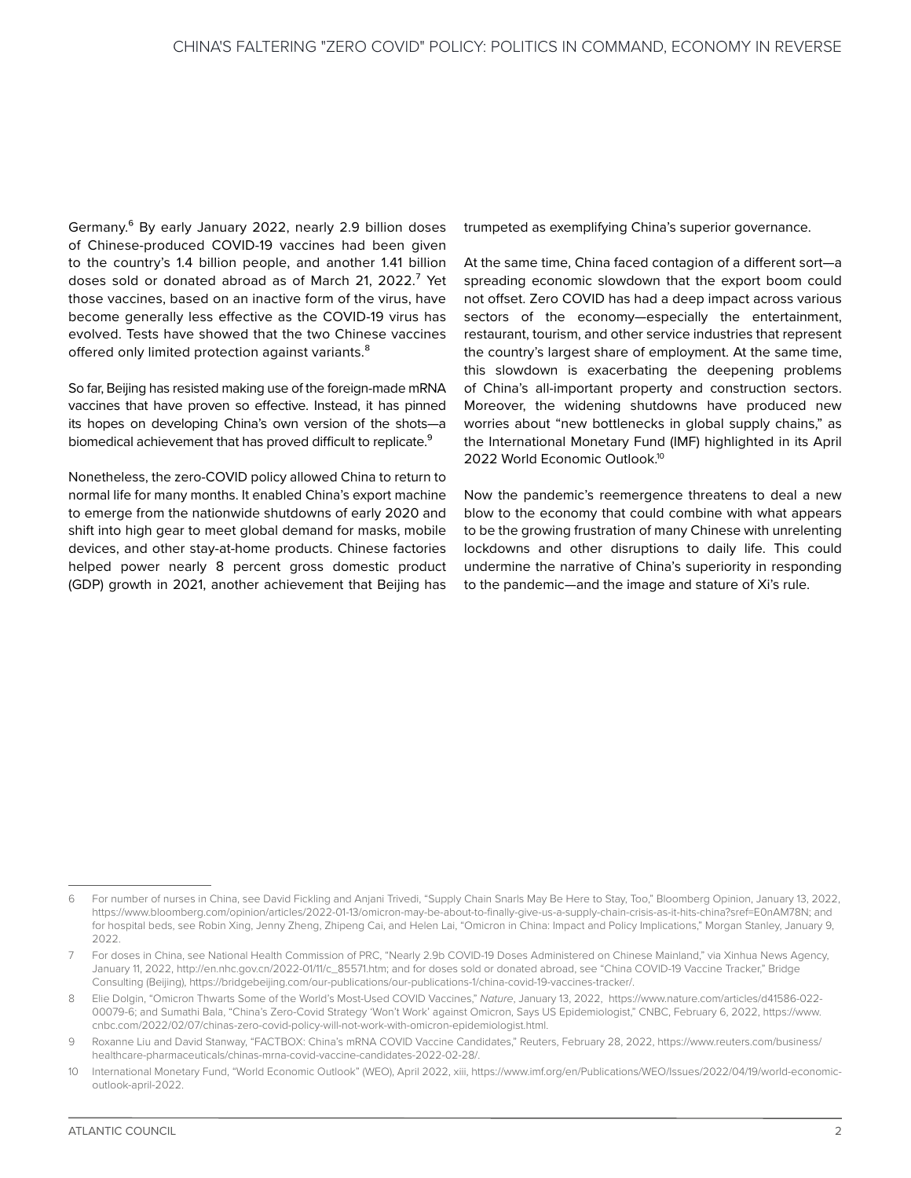Germany.[6] By early January 2022, nearly 2.9 billion doses of Chinese-produced COVID-19 vaccines had been given to the country's 1.4 billion people, and another 1.41 billion doses sold or donated abroad as of March 21, 2022.[7] Yet those vaccines, based on an inactive form of the virus, have become generally less effective as the COVID-19 virus has evolved. Tests have showed that the two Chinese vaccines offered only limited protection against variants.[8]

So far, Beijing has resisted making use of the foreign-made mRNA vaccines that have proven so effective. Instead, it has pinned its hopes on developing China's own version of the shots—a biomedical achievement that has proved difficult to replicate.[9]

Nonetheless, the zero-COVID policy allowed China to return to normal life for many months. It enabled China's export machine to emerge from the nationwide shutdowns of early 2020 and shift into high gear to meet global demand for masks, mobile devices, and other stay-at-home products. Chinese factories helped power nearly 8 percent gross domestic product (GDP) growth in 2021, another achievement that Beijing has trumpeted as exemplifying China's superior governance.

At the same time, China faced contagion of a different sort—a spreading economic slowdown that the export boom could not offset. Zero COVID has had a deep impact across various sectors of the economy—especially the entertainment, restaurant, tourism, and other service industries that represent the country's largest share of employment. At the same time, this slowdown is exacerbating the deepening problems of China's all-important property and construction sectors. Moreover, the widening shutdowns have produced new worries about "new bottlenecks in global supply chains," as the International Monetary Fund (IMF) highlighted in its April 2022 World Economic Outlook.[10]

Now the pandemic's reemergence threatens to deal a new blow to the economy that could combine with what appears to be the growing frustration of many Chinese with unrelenting lockdowns and other disruptions to daily life. This could undermine the narrative of China's superiority in responding to the pandemic—and the image and stature of Xi's rule.

---

6 For number of nurses in China, see David Fickling and Anjani Trivedi, "Supply Chain Snarls May Be Here to Stay, Too," Bloomberg Opinion, January 13, 2022, https://www.bloomberg.com/opinion/articles/2022-01-13/omicron-may-be-about-to-finally-give-us-a-supply-chain-crisis-as-it-hits-china?sref=E0nAM78N; and for hospital beds, see Robin Xing, Jenny Zheng, Zhipeng Cai, and Helen Lai, "Omicron in China: Impact and Policy Implications," Morgan Stanley, January 9, 2022.

7 For doses in China, see National Health Commission of PRC, "Nearly 2.9b COVID-19 Doses Administered on Chinese Mainland," via Xinhua News Agency, January 11, 2022, http://en.nhc.gov.cn/2022-01/11/c_85571.htm; and for doses sold or donated abroad, see "China COVID-19 Vaccine Tracker," Bridge Consulting (Beijing), https://bridgebeijing.com/our-publications/our-publications-1/china-covid-19-vaccines-tracker/.

8 Elie Dolgin, "Omicron Thwarts Some of the World's Most-Used COVID Vaccines," *Nature*, January 13, 2022, https://www.nature.com/articles/d41586-022-00079-6; and Sumathi Bala, "China's Zero-Covid Strategy 'Won't Work' against Omicron, Says US Epidemiologist," CNBC, February 6, 2022, https://www.cnbc.com/2022/02/07/chinas-zero-covid-policy-will-not-work-with-omicron-epidemiologist.html.

9 Roxanne Liu and David Stanway, "FACTBOX: China's mRNA COVID Vaccine Candidates," Reuters, February 28, 2022, https://www.reuters.com/business/healthcare-pharmaceuticals/chinas-mrna-covid-vaccine-candidates-2022-02-28/.

10 International Monetary Fund, "World Economic Outlook" (WEO), April 2022, xiii, https://www.imf.org/en/Publications/WEO/Issues/2022/04/19/world-economic-outlook-april-2022.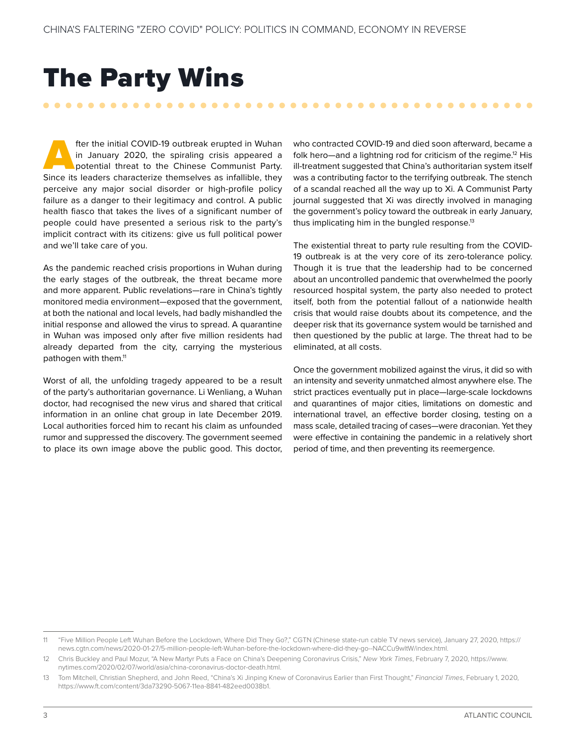# The Party Wins

After the initial COVID-19 outbreak erupted in Wuhan in January 2020, the spiraling crisis appeared a potential threat to the Chinese Communist Party. Since its leaders characterize themselves as infallible, they perceive any major social disorder or high-profile policy failure as a danger to their legitimacy and control. A public health fiasco that takes the lives of a significant number of people could have presented a serious risk to the party's implicit contract with its citizens: give us full political power and we'll take care of you.

As the pandemic reached crisis proportions in Wuhan during the early stages of the outbreak, the threat became more and more apparent. Public revelations—rare in China's tightly monitored media environment—exposed that the government, at both the national and local levels, had badly mishandled the initial response and allowed the virus to spread. A quarantine in Wuhan was imposed only after five million residents had already departed from the city, carrying the mysterious pathogen with them.[11]

Worst of all, the unfolding tragedy appeared to be a result of the party's authoritarian governance. Li Wenliang, a Wuhan doctor, had recognised the new virus and shared that critical information in an online chat group in late December 2019. Local authorities forced him to recant his claim as unfounded rumor and suppressed the discovery. The government seemed to place its own image above the public good. This doctor, who contracted COVID-19 and died soon afterward, became a folk hero—and a lightning rod for criticism of the regime.[12] His ill-treatment suggested that China's authoritarian system itself was a contributing factor to the terrifying outbreak. The stench of a scandal reached all the way up to Xi. A Communist Party journal suggested that Xi was directly involved in managing the government's policy toward the outbreak in early January, thus implicating him in the bungled response.[13]

The existential threat to party rule resulting from the COVID-19 outbreak is at the very core of its zero-tolerance policy. Though it is true that the leadership had to be concerned about an uncontrolled pandemic that overwhelmed the poorly resourced hospital system, the party also needed to protect itself, both from the potential fallout of a nationwide health crisis that would raise doubts about its competence, and the deeper risk that its governance system would be tarnished and then questioned by the public at large. The threat had to be eliminated, at all costs.

Once the government mobilized against the virus, it did so with an intensity and severity unmatched almost anywhere else. The strict practices eventually put in place—large-scale lockdowns and quarantines of major cities, limitations on domestic and international travel, an effective border closing, testing on a mass scale, detailed tracing of cases—were draconian. Yet they were effective in containing the pandemic in a relatively short period of time, and then preventing its reemergence.

---

11 "Five Million People Left Wuhan Before the Lockdown, Where Did They Go?," CGTN (Chinese state-run cable TV news service), January 27, 2020, https://news.cgtn.com/news/2020-01-27/5-million-people-left-Wuhan-before-the-lockdown-where-did-they-go--NACCu9wItW/index.html.

12 Chris Buckley and Paul Mozur, "A New Martyr Puts a Face on China's Deepening Coronavirus Crisis," *New York Times*, February 7, 2020, https://www.nytimes.com/2020/02/07/world/asia/china-coronavirus-doctor-death.html.

13 Tom Mitchell, Christian Shepherd, and John Reed, "China's Xi Jinping Knew of Coronavirus Earlier than First Thought," *Financial Times*, February 1, 2020, https://www.ft.com/content/3da73290-5067-11ea-8841-482eed0038b1.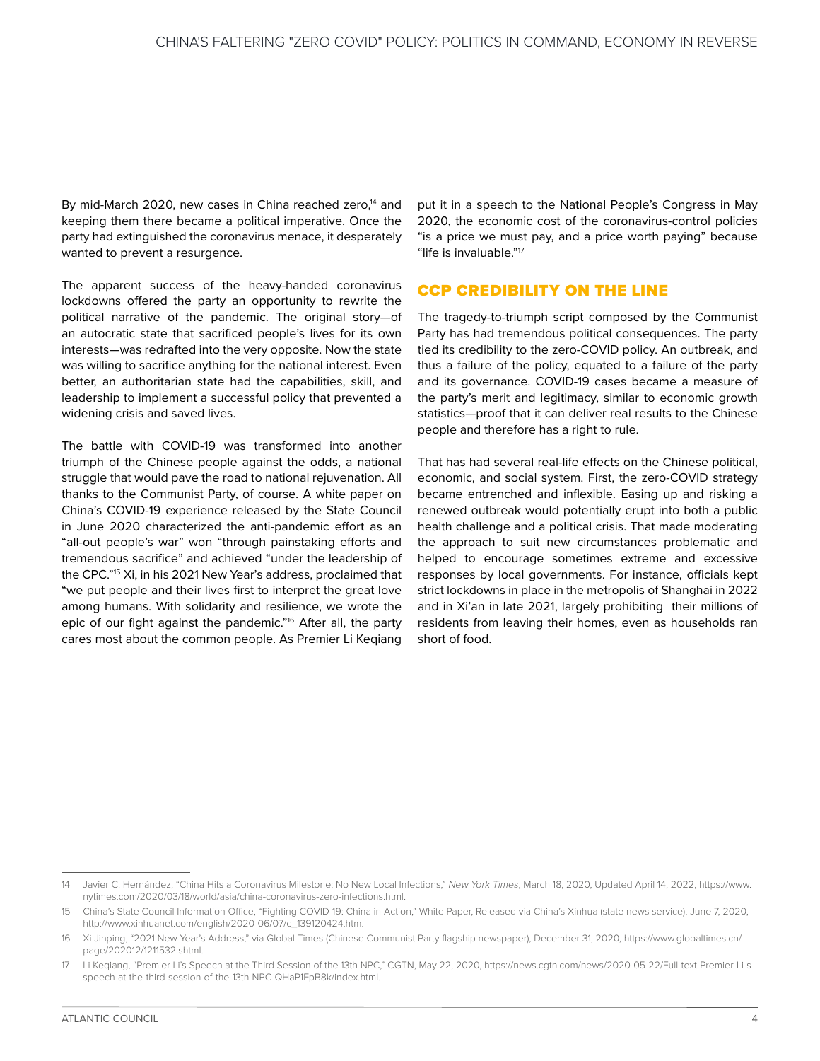By mid-March 2020, new cases in China reached zero,[14] and keeping them there became a political imperative. Once the party had extinguished the coronavirus menace, it desperately wanted to prevent a resurgence.

The apparent success of the heavy-handed coronavirus lockdowns offered the party an opportunity to rewrite the political narrative of the pandemic. The original story—of an autocratic state that sacrificed people's lives for its own interests—was redrafted into the very opposite. Now the state was willing to sacrifice anything for the national interest. Even better, an authoritarian state had the capabilities, skill, and leadership to implement a successful policy that prevented a widening crisis and saved lives.

The battle with COVID-19 was transformed into another triumph of the Chinese people against the odds, a national struggle that would pave the road to national rejuvenation. All thanks to the Communist Party, of course. A white paper on China's COVID-19 experience released by the State Council in June 2020 characterized the anti-pandemic effort as an "all-out people's war" won "through painstaking efforts and tremendous sacrifice" and achieved "under the leadership of the CPC."[15] Xi, in his 2021 New Year's address, proclaimed that "we put people and their lives first to interpret the great love among humans. With solidarity and resilience, we wrote the epic of our fight against the pandemic."[16] After all, the party cares most about the common people. As Premier Li Keqiang put it in a speech to the National People's Congress in May 2020, the economic cost of the coronavirus-control policies "is a price we must pay, and a price worth paying" because "life is invaluable."[17]

## CCP CREDIBILITY ON THE LINE

The tragedy-to-triumph script composed by the Communist Party has had tremendous political consequences. The party tied its credibility to the zero-COVID policy. An outbreak, and thus a failure of the policy, equated to a failure of the party and its governance. COVID-19 cases became a measure of the party's merit and legitimacy, similar to economic growth statistics—proof that it can deliver real results to the Chinese people and therefore has a right to rule.

That has had several real-life effects on the Chinese political, economic, and social system. First, the zero-COVID strategy became entrenched and inflexible. Easing up and risking a renewed outbreak would potentially erupt into both a public health challenge and a political crisis. That made moderating the approach to suit new circumstances problematic and helped to encourage sometimes extreme and excessive responses by local governments. For instance, officials kept strict lockdowns in place in the metropolis of Shanghai in 2022 and in Xi'an in late 2021, largely prohibiting their millions of residents from leaving their homes, even as households ran short of food.

---

14 Javier C. Hernández, "China Hits a Coronavirus Milestone: No New Local Infections," *New York Times*, March 18, 2020, Updated April 14, 2022, https://www.nytimes.com/2020/03/18/world/asia/china-coronavirus-zero-infections.html.

15 China's State Council Information Office, "Fighting COVID-19: China in Action," White Paper, Released via China's Xinhua (state news service), June 7, 2020, http://www.xinhuanet.com/english/2020-06/07/c_139120424.htm.

16 Xi Jinping, "2021 New Year's Address," via Global Times (Chinese Communist Party flagship newspaper), December 31, 2020, https://www.globaltimes.cn/page/202012/1211532.shtml.

17 Li Keqiang, "Premier Li's Speech at the Third Session of the 13th NPC," CGTN, May 22, 2020, https://news.cgtn.com/news/2020-05-22/Full-text-Premier-Li-s-speech-at-the-third-session-of-the-13th-NPC-QHaP1FpB8k/index.html.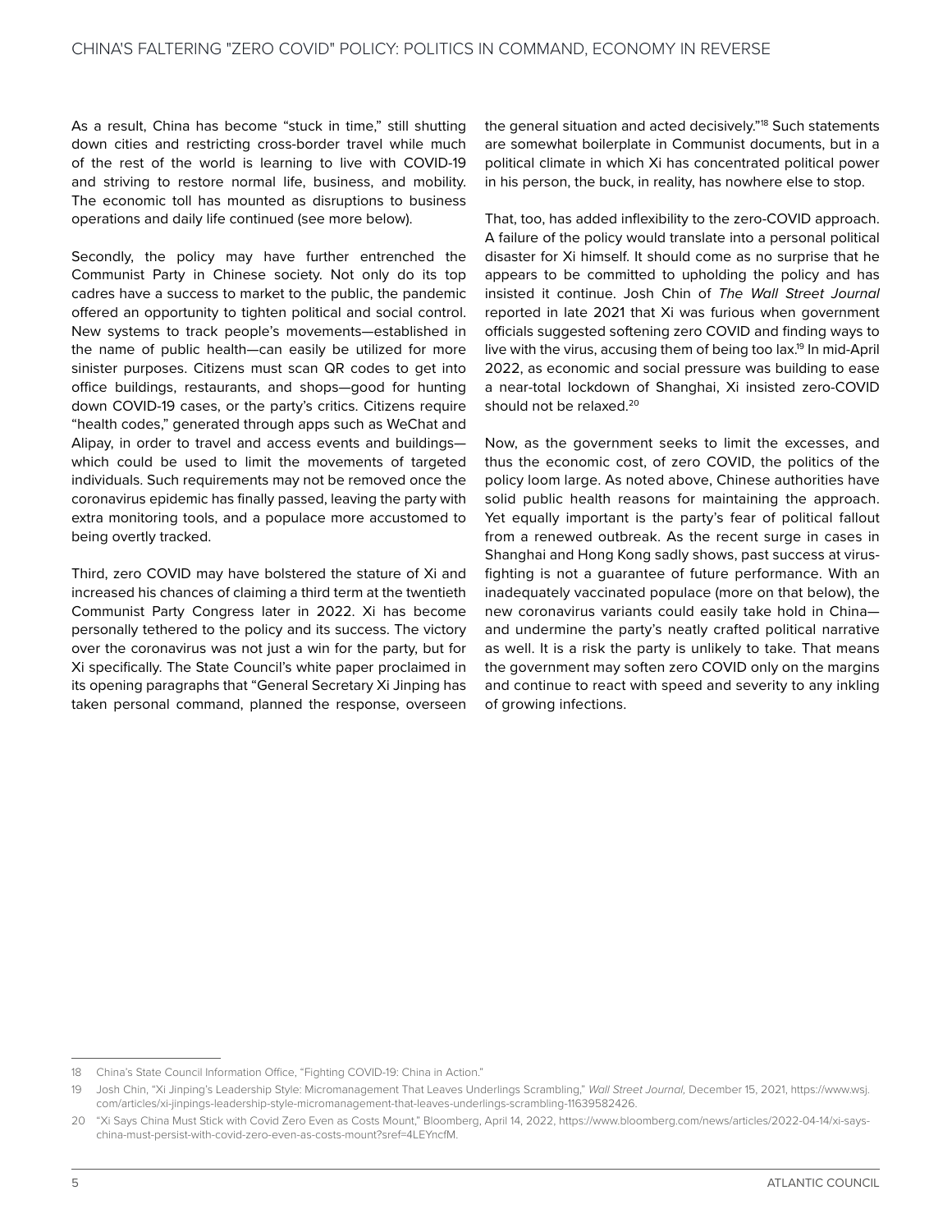As a result, China has become "stuck in time," still shutting down cities and restricting cross-border travel while much of the rest of the world is learning to live with COVID-19 and striving to restore normal life, business, and mobility. The economic toll has mounted as disruptions to business operations and daily life continued (see more below).

Secondly, the policy may have further entrenched the Communist Party in Chinese society. Not only do its top cadres have a success to market to the public, the pandemic offered an opportunity to tighten political and social control. New systems to track people's movements—established in the name of public health—can easily be utilized for more sinister purposes. Citizens must scan QR codes to get into office buildings, restaurants, and shops—good for hunting down COVID-19 cases, or the party's critics. Citizens require "health codes," generated through apps such as WeChat and Alipay, in order to travel and access events and buildings—which could be used to limit the movements of targeted individuals. Such requirements may not be removed once the coronavirus epidemic has finally passed, leaving the party with extra monitoring tools, and a populace more accustomed to being overtly tracked.

Third, zero COVID may have bolstered the stature of Xi and increased his chances of claiming a third term at the twentieth Communist Party Congress later in 2022. Xi has become personally tethered to the policy and its success. The victory over the coronavirus was not just a win for the party, but for Xi specifically. The State Council's white paper proclaimed in its opening paragraphs that "General Secretary Xi Jinping has taken personal command, planned the response, overseen the general situation and acted decisively."[18] Such statements are somewhat boilerplate in Communist documents, but in a political climate in which Xi has concentrated political power in his person, the buck, in reality, has nowhere else to stop.

That, too, has added inflexibility to the zero-COVID approach. A failure of the policy would translate into a personal political disaster for Xi himself. It should come as no surprise that he appears to be committed to upholding the policy and has insisted it continue. Josh Chin of *The Wall Street Journal* reported in late 2021 that Xi was furious when government officials suggested softening zero COVID and finding ways to live with the virus, accusing them of being too lax.[19] In mid-April 2022, as economic and social pressure was building to ease a near-total lockdown of Shanghai, Xi insisted zero-COVID should not be relaxed.[20]

Now, as the government seeks to limit the excesses, and thus the economic cost, of zero COVID, the politics of the policy loom large. As noted above, Chinese authorities have solid public health reasons for maintaining the approach. Yet equally important is the party's fear of political fallout from a renewed outbreak. As the recent surge in cases in Shanghai and Hong Kong sadly shows, past success at virus-fighting is not a guarantee of future performance. With an inadequately vaccinated populace (more on that below), the new coronavirus variants could easily take hold in China—and undermine the party's neatly crafted political narrative as well. It is a risk the party is unlikely to take. That means the government may soften zero COVID only on the margins and continue to react with speed and severity to any inkling of growing infections.

---

18 China's State Council Information Office, "Fighting COVID-19: China in Action."

19 Josh Chin, "Xi Jinping's Leadership Style: Micromanagement That Leaves Underlings Scrambling," *Wall Street Journal*, December 15, 2021, https://www.wsj.com/articles/xi-jinpings-leadership-style-micromanagement-that-leaves-underlings-scrambling-11639582426.

20 "Xi Says China Must Stick with Covid Zero Even as Costs Mount," Bloomberg, April 14, 2022, https://www.bloomberg.com/news/articles/2022-04-14/xi-says-china-must-persist-with-covid-zero-even-as-costs-mount?sref=4LEYncfM.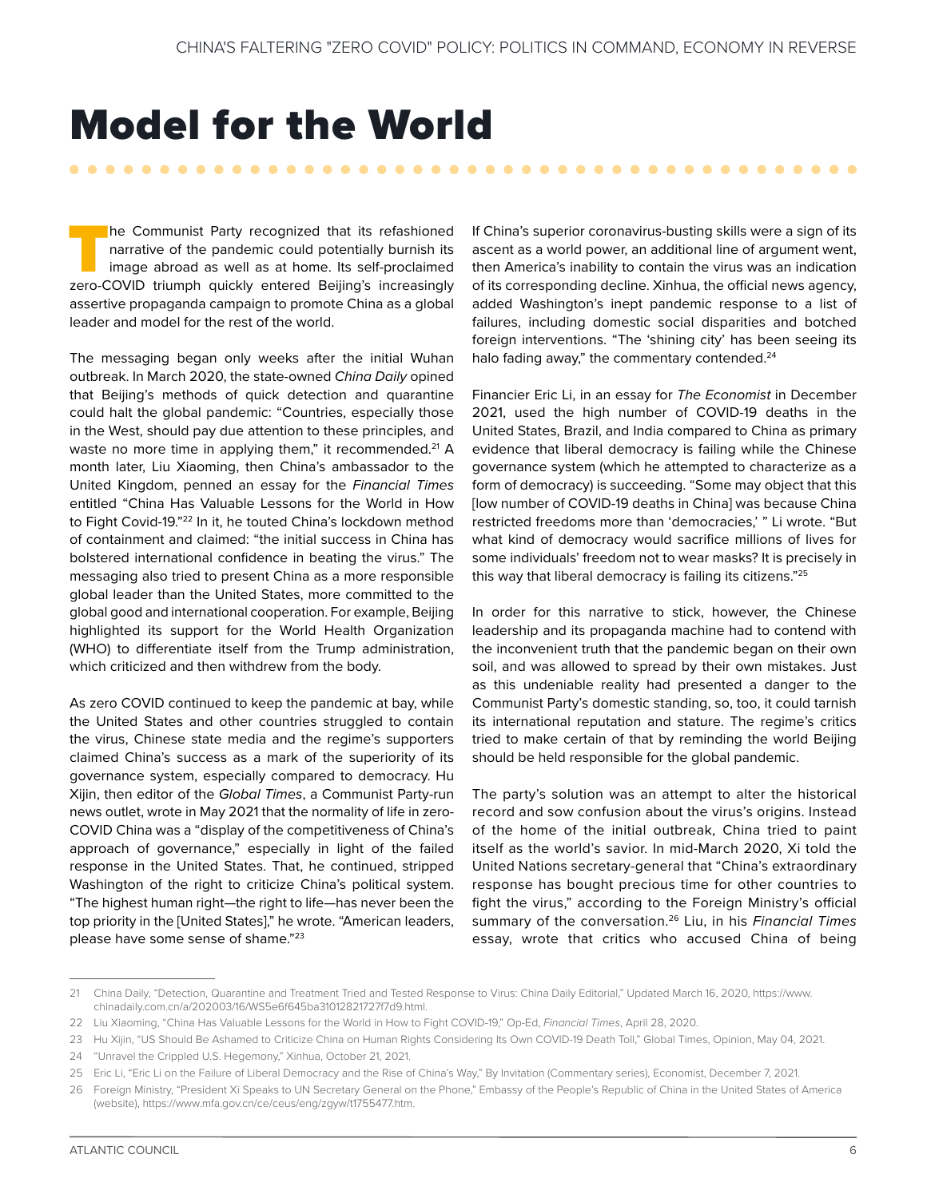# Model for the World

The Communist Party recognized that its refashioned narrative of the pandemic could potentially burnish its image abroad as well as at home. Its self-proclaimed zero-COVID triumph quickly entered Beijing's increasingly assertive propaganda campaign to promote China as a global leader and model for the rest of the world.

The messaging began only weeks after the initial Wuhan outbreak. In March 2020, the state-owned *China Daily* opined that Beijing's methods of quick detection and quarantine could halt the global pandemic: "Countries, especially those in the West, should pay due attention to these principles, and waste no more time in applying them," it recommended.[21] A month later, Liu Xiaoming, then China's ambassador to the United Kingdom, penned an essay for the *Financial Times* entitled "China Has Valuable Lessons for the World in How to Fight Covid-19."[22] In it, he touted China's lockdown method of containment and claimed: "the initial success in China has bolstered international confidence in beating the virus." The messaging also tried to present China as a more responsible global leader than the United States, more committed to the global good and international cooperation. For example, Beijing highlighted its support for the World Health Organization (WHO) to differentiate itself from the Trump administration, which criticized and then withdrew from the body.

As zero COVID continued to keep the pandemic at bay, while the United States and other countries struggled to contain the virus, Chinese state media and the regime's supporters claimed China's success as a mark of the superiority of its governance system, especially compared to democracy. Hu Xijin, then editor of the *Global Times*, a Communist Party-run news outlet, wrote in May 2021 that the normality of life in zero-COVID China was a "display of the competitiveness of China's approach of governance," especially in light of the failed response in the United States. That, he continued, stripped Washington of the right to criticize China's political system. "The highest human right—the right to life—has never been the top priority in the [United States]," he wrote. "American leaders, please have some sense of shame."[23]

If China's superior coronavirus-busting skills were a sign of its ascent as a world power, an additional line of argument went, then America's inability to contain the virus was an indication of its corresponding decline. Xinhua, the official news agency, added Washington's inept pandemic response to a list of failures, including domestic social disparities and botched foreign interventions. "The 'shining city' has been seeing its halo fading away," the commentary contended.[24]

Financier Eric Li, in an essay for *The Economist* in December 2021, used the high number of COVID-19 deaths in the United States, Brazil, and India compared to China as primary evidence that liberal democracy is failing while the Chinese governance system (which he attempted to characterize as a form of democracy) is succeeding. "Some may object that this [low number of COVID-19 deaths in China] was because China restricted freedoms more than 'democracies,' " Li wrote. "But what kind of democracy would sacrifice millions of lives for some individuals' freedom not to wear masks? It is precisely in this way that liberal democracy is failing its citizens."[25]

In order for this narrative to stick, however, the Chinese leadership and its propaganda machine had to contend with the inconvenient truth that the pandemic began on their own soil, and was allowed to spread by their own mistakes. Just as this undeniable reality had presented a danger to the Communist Party's domestic standing, so, too, it could tarnish its international reputation and stature. The regime's critics tried to make certain of that by reminding the world Beijing should be held responsible for the global pandemic.

The party's solution was an attempt to alter the historical record and sow confusion about the virus's origins. Instead of the home of the initial outbreak, China tried to paint itself as the world's savior. In mid-March 2020, Xi told the United Nations secretary-general that "China's extraordinary response has bought precious time for other countries to fight the virus," according to the Foreign Ministry's official summary of the conversation.[26] Liu, in his *Financial Times* essay, wrote that critics who accused China of being

---

21 China Daily, "Detection, Quarantine and Treatment Tried and Tested Response to Virus: China Daily Editorial," Updated March 16, 2020, https://www.chinadaily.com.cn/a/202003/16/WS5e6f645ba31012821727f7d9.html.

22 Liu Xiaoming, "China Has Valuable Lessons for the World in How to Fight COVID-19," Op-Ed, *Financial Times*, April 28, 2020.

23 Hu Xijin, "US Should Be Ashamed to Criticize China on Human Rights Considering Its Own COVID-19 Death Toll," Global Times, Opinion, May 04, 2021.

24 "Unravel the Crippled U.S. Hegemony," Xinhua, October 21, 2021.

25 Eric Li, "Eric Li on the Failure of Liberal Democracy and the Rise of China's Way," By Invitation (Commentary series), Economist, December 7, 2021.

26 Foreign Ministry, "President Xi Speaks to UN Secretary General on the Phone," Embassy of the People's Republic of China in the United States of America (website), https://www.mfa.gov.cn/ce/ceus/eng/zgyw/t1755477.htm.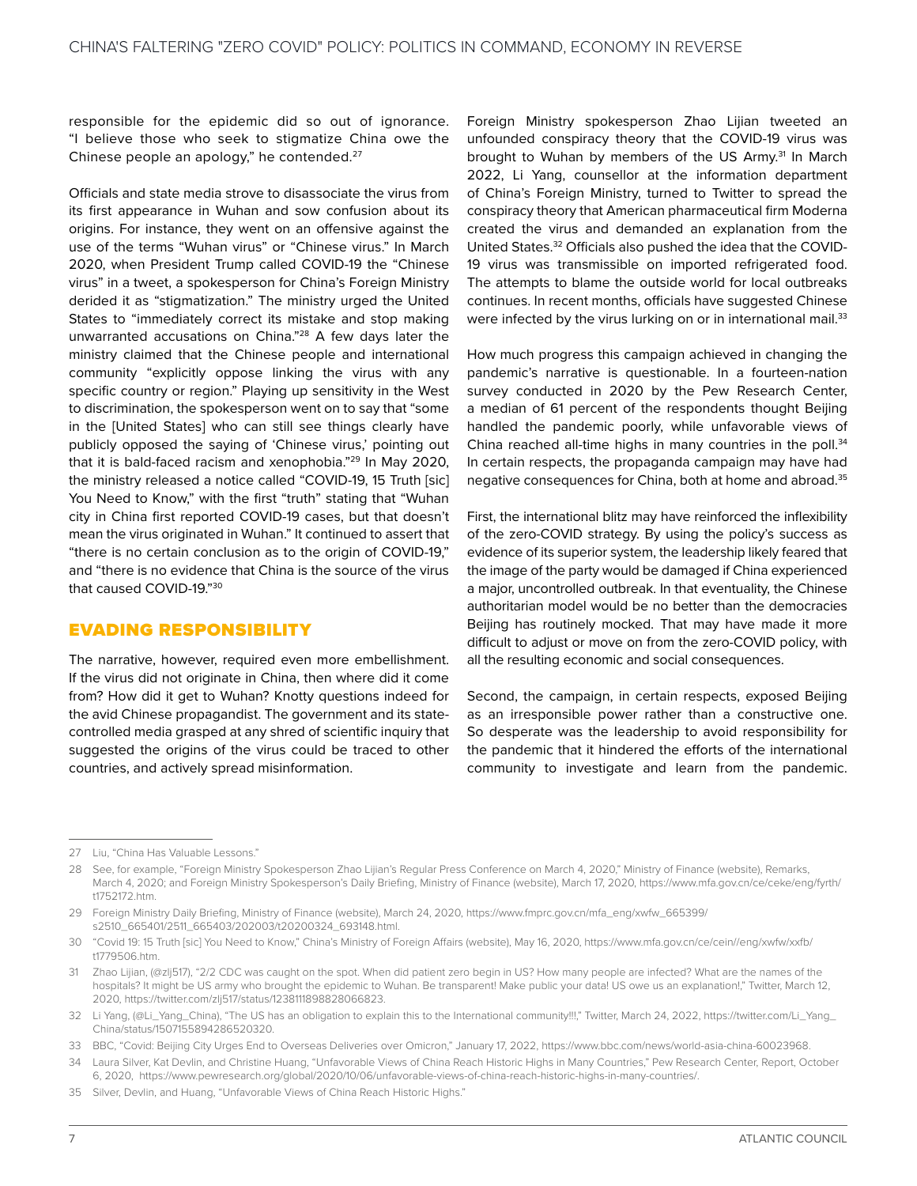responsible for the epidemic did so out of ignorance. "I believe those who seek to stigmatize China owe the Chinese people an apology," he contended.[27]

Officials and state media strove to disassociate the virus from its first appearance in Wuhan and sow confusion about its origins. For instance, they went on an offensive against the use of the terms "Wuhan virus" or "Chinese virus." In March 2020, when President Trump called COVID-19 the "Chinese virus" in a tweet, a spokesperson for China's Foreign Ministry derided it as "stigmatization." The ministry urged the United States to "immediately correct its mistake and stop making unwarranted accusations on China."[28] A few days later the ministry claimed that the Chinese people and international community "explicitly oppose linking the virus with any specific country or region." Playing up sensitivity in the West to discrimination, the spokesperson went on to say that "some in the [United States] who can still see things clearly have publicly opposed the saying of 'Chinese virus,' pointing out that it is bald-faced racism and xenophobia."[29] In May 2020, the ministry released a notice called "COVID-19, 15 Truth [sic] You Need to Know," with the first "truth" stating that "Wuhan city in China first reported COVID-19 cases, but that doesn't mean the virus originated in Wuhan." It continued to assert that "there is no certain conclusion as to the origin of COVID-19," and "there is no evidence that China is the source of the virus that caused COVID-19."[30]

## EVADING RESPONSIBILITY

The narrative, however, required even more embellishment. If the virus did not originate in China, then where did it come from? How did it get to Wuhan? Knotty questions indeed for the avid Chinese propagandist. The government and its state-controlled media grasped at any shred of scientific inquiry that suggested the origins of the virus could be traced to other countries, and actively spread misinformation.

Foreign Ministry spokesperson Zhao Lijian tweeted an unfounded conspiracy theory that the COVID-19 virus was brought to Wuhan by members of the US Army.[31] In March 2022, Li Yang, counsellor at the information department of China's Foreign Ministry, turned to Twitter to spread the conspiracy theory that American pharmaceutical firm Moderna created the virus and demanded an explanation from the United States.[32] Officials also pushed the idea that the COVID-19 virus was transmissible on imported refrigerated food. The attempts to blame the outside world for local outbreaks continues. In recent months, officials have suggested Chinese were infected by the virus lurking on or in international mail.[33]

How much progress this campaign achieved in changing the pandemic's narrative is questionable. In a fourteen-nation survey conducted in 2020 by the Pew Research Center, a median of 61 percent of the respondents thought Beijing handled the pandemic poorly, while unfavorable views of China reached all-time highs in many countries in the poll.[34] In certain respects, the propaganda campaign may have had negative consequences for China, both at home and abroad.[35]

First, the international blitz may have reinforced the inflexibility of the zero-COVID strategy. By using the policy's success as evidence of its superior system, the leadership likely feared that the image of the party would be damaged if China experienced a major, uncontrolled outbreak. In that eventuality, the Chinese authoritarian model would be no better than the democracies Beijing has routinely mocked. That may have made it more difficult to adjust or move on from the zero-COVID policy, with all the resulting economic and social consequences.

Second, the campaign, in certain respects, exposed Beijing as an irresponsible power rather than a constructive one. So desperate was the leadership to avoid responsibility for the pandemic that it hindered the efforts of the international community to investigate and learn from the pandemic.

---

27 Liu, "China Has Valuable Lessons."

28 See, for example, "Foreign Ministry Spokesperson Zhao Lijian's Regular Press Conference on March 4, 2020," Ministry of Finance (website), Remarks, March 4, 2020; and Foreign Ministry Spokesperson's Daily Briefing, Ministry of Finance (website), March 17, 2020, https://www.mfa.gov.cn/ce/ceke/eng/fyrth/t1752172.htm.

29 Foreign Ministry Daily Briefing, Ministry of Finance (website), March 24, 2020, https://www.fmprc.gov.cn/mfa_eng/xwfw_665399/s2510_665401/2511_665403/202003/t20200324_693148.html.

30 "Covid 19: 15 Truth [sic] You Need to Know," China's Ministry of Foreign Affairs (website), May 16, 2020, https://www.mfa.gov.cn/ce/cein//eng/xwfw/xxfb/t1779506.htm.

31 Zhao Lijian, (@zlj517), "2/2 CDC was caught on the spot. When did patient zero begin in US? How many people are infected? What are the names of the hospitals? It might be US army who brought the epidemic to Wuhan. Be transparent! Make public your data! US owe us an explanation!," Twitter, March 12, 2020, https://twitter.com/zlj517/status/1238111898828066823.

32 Li Yang, (@Li_Yang_China), "The US has an obligation to explain this to the International community!!!," Twitter, March 24, 2022, https://twitter.com/Li_Yang_China/status/1507155894286520320.

33 BBC, "Covid: Beijing City Urges End to Overseas Deliveries over Omicron," January 17, 2022, https://www.bbc.com/news/world-asia-china-60023968.

34 Laura Silver, Kat Devlin, and Christine Huang, "Unfavorable Views of China Reach Historic Highs in Many Countries," Pew Research Center, Report, October 6, 2020, https://www.pewresearch.org/global/2020/10/06/unfavorable-views-of-china-reach-historic-highs-in-many-countries/.

35 Silver, Devlin, and Huang, "Unfavorable Views of China Reach Historic Highs."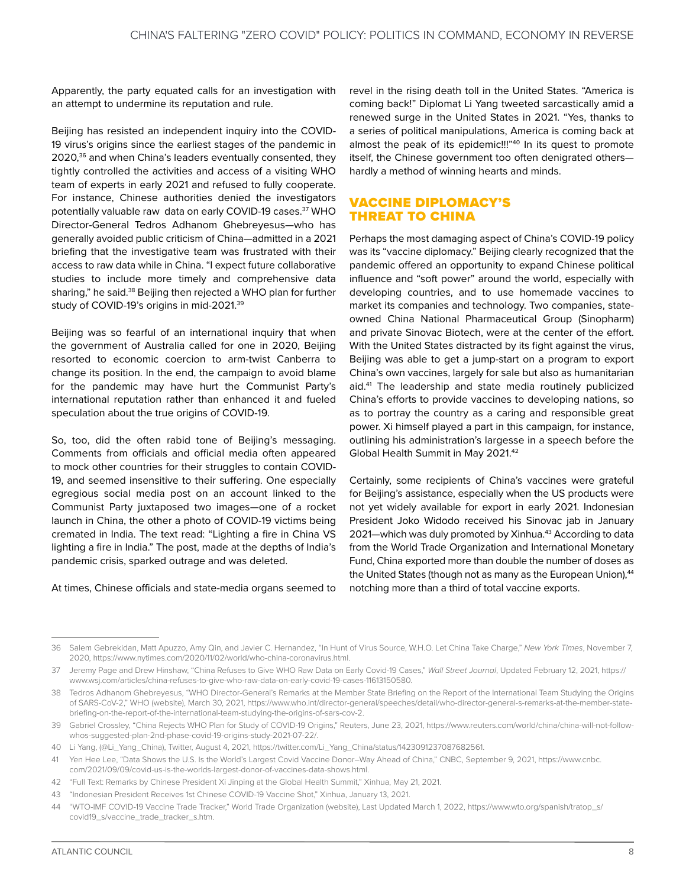Apparently, the party equated calls for an investigation with an attempt to undermine its reputation and rule.

Beijing has resisted an independent inquiry into the COVID-19 virus's origins since the earliest stages of the pandemic in 2020,[36] and when China's leaders eventually consented, they tightly controlled the activities and access of a visiting WHO team of experts in early 2021 and refused to fully cooperate. For instance, Chinese authorities denied the investigators potentially valuable raw data on early COVID-19 cases.[37] WHO Director-General Tedros Adhanom Ghebreyesus—who has generally avoided public criticism of China—admitted in a 2021 briefing that the investigative team was frustrated with their access to raw data while in China. "I expect future collaborative studies to include more timely and comprehensive data sharing," he said.[38] Beijing then rejected a WHO plan for further study of COVID-19's origins in mid-2021.[39]

Beijing was so fearful of an international inquiry that when the government of Australia called for one in 2020, Beijing resorted to economic coercion to arm-twist Canberra to change its position. In the end, the campaign to avoid blame for the pandemic may have hurt the Communist Party's international reputation rather than enhanced it and fueled speculation about the true origins of COVID-19.

So, too, did the often rabid tone of Beijing's messaging. Comments from officials and official media often appeared to mock other countries for their struggles to contain COVID-19, and seemed insensitive to their suffering. One especially egregious social media post on an account linked to the Communist Party juxtaposed two images—one of a rocket launch in China, the other a photo of COVID-19 victims being cremated in India. The text read: "Lighting a fire in China VS lighting a fire in India." The post, made at the depths of India's pandemic crisis, sparked outrage and was deleted.

At times, Chinese officials and state-media organs seemed to revel in the rising death toll in the United States. "America is coming back!" Diplomat Li Yang tweeted sarcastically amid a renewed surge in the United States in 2021. "Yes, thanks to a series of political manipulations, America is coming back at almost the peak of its epidemic!!!"[40] In its quest to promote itself, the Chinese government too often denigrated others—hardly a method of winning hearts and minds.

## VACCINE DIPLOMACY'S THREAT TO CHINA

Perhaps the most damaging aspect of China's COVID-19 policy was its "vaccine diplomacy." Beijing clearly recognized that the pandemic offered an opportunity to expand Chinese political influence and "soft power" around the world, especially with developing countries, and to use homemade vaccines to market its companies and technology. Two companies, state-owned China National Pharmaceutical Group (Sinopharm) and private Sinovac Biotech, were at the center of the effort. With the United States distracted by its fight against the virus, Beijing was able to get a jump-start on a program to export China's own vaccines, largely for sale but also as humanitarian aid.[41] The leadership and state media routinely publicized China's efforts to provide vaccines to developing nations, so as to portray the country as a caring and responsible great power. Xi himself played a part in this campaign, for instance, outlining his administration's largesse in a speech before the Global Health Summit in May 2021.[42]

Certainly, some recipients of China's vaccines were grateful for Beijing's assistance, especially when the US products were not yet widely available for export in early 2021. Indonesian President Joko Widodo received his Sinovac jab in January 2021—which was duly promoted by Xinhua.[43] According to data from the World Trade Organization and International Monetary Fund, China exported more than double the number of doses as the United States (though not as many as the European Union),[44] notching more than a third of total vaccine exports.

---

36 Salem Gebrekidan, Matt Apuzzo, Amy Qin, and Javier C. Hernandez, "In Hunt of Virus Source, W.H.O. Let China Take Charge," *New York Times*, November 7, 2020, https://www.nytimes.com/2020/11/02/world/who-china-coronavirus.html.

37 Jeremy Page and Drew Hinshaw, "China Refuses to Give WHO Raw Data on Early Covid-19 Cases," *Wall Street Journal*, Updated February 12, 2021, https://www.wsj.com/articles/china-refuses-to-give-who-raw-data-on-early-covid-19-cases-11613150580.

38 Tedros Adhanom Ghebreyesus, "WHO Director-General's Remarks at the Member State Briefing on the Report of the International Team Studying the Origins of SARS-CoV-2," WHO (website), March 30, 2021, https://www.who.int/director-general/speeches/detail/who-director-general-s-remarks-at-the-member-state-briefing-on-the-report-of-the-international-team-studying-the-origins-of-sars-cov-2.

39 Gabriel Crossley, "China Rejects WHO Plan for Study of COVID-19 Origins," Reuters, June 23, 2021, https://www.reuters.com/world/china/china-will-not-follow-whos-suggested-plan-2nd-phase-covid-19-origins-study-2021-07-22/.

40 Li Yang, (@Li_Yang_China), Twitter, August 4, 2021, https://twitter.com/Li_Yang_China/status/1423091237087682561.

41 Yen Hee Lee, "Data Shows the U.S. Is the World's Largest Covid Vaccine Donor–Way Ahead of China," CNBC, September 9, 2021, https://www.cnbc.com/2021/09/09/covid-us-is-the-worlds-largest-donor-of-vaccines-data-shows.html.

42 "Full Text: Remarks by Chinese President Xi Jinping at the Global Health Summit," Xinhua, May 21, 2021.

43 "Indonesian President Receives 1st Chinese COVID-19 Vaccine Shot," Xinhua, January 13, 2021.

44 "WTO-IMF COVID-19 Vaccine Trade Tracker," World Trade Organization (website), Last Updated March 1, 2022, https://www.wto.org/spanish/tratop_s/covid19_s/vaccine_trade_tracker_s.htm.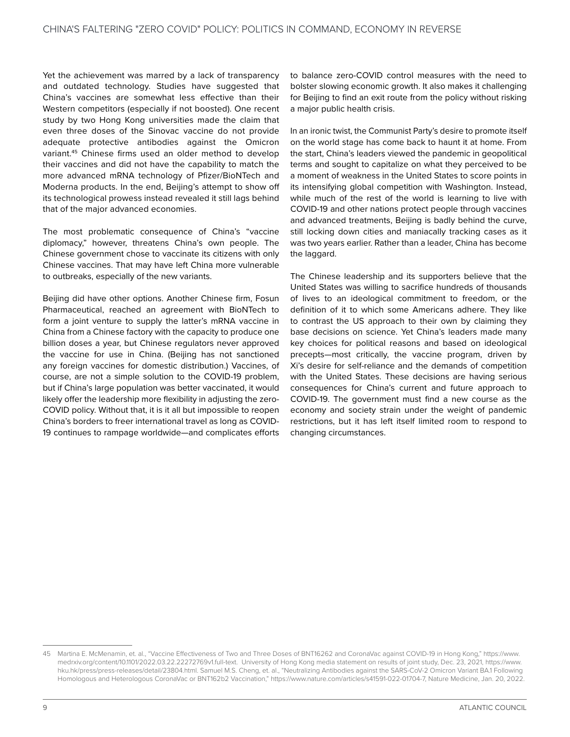Yet the achievement was marred by a lack of transparency and outdated technology. Studies have suggested that China's vaccines are somewhat less effective than their Western competitors (especially if not boosted). One recent study by two Hong Kong universities made the claim that even three doses of the Sinovac vaccine do not provide adequate protective antibodies against the Omicron variant.[45] Chinese firms used an older method to develop their vaccines and did not have the capability to match the more advanced mRNA technology of Pfizer/BioNTech and Moderna products. In the end, Beijing's attempt to show off its technological prowess instead revealed it still lags behind that of the major advanced economies.

The most problematic consequence of China's "vaccine diplomacy," however, threatens China's own people. The Chinese government chose to vaccinate its citizens with only Chinese vaccines. That may have left China more vulnerable to outbreaks, especially of the new variants.

Beijing did have other options. Another Chinese firm, Fosun Pharmaceutical, reached an agreement with BioNTech to form a joint venture to supply the latter's mRNA vaccine in China from a Chinese factory with the capacity to produce one billion doses a year, but Chinese regulators never approved the vaccine for use in China. (Beijing has not sanctioned any foreign vaccines for domestic distribution.) Vaccines, of course, are not a simple solution to the COVID-19 problem, but if China's large population was better vaccinated, it would likely offer the leadership more flexibility in adjusting the zero-COVID policy. Without that, it is it all but impossible to reopen China's borders to freer international travel as long as COVID-19 continues to rampage worldwide—and complicates efforts to balance zero-COVID control measures with the need to bolster slowing economic growth. It also makes it challenging for Beijing to find an exit route from the policy without risking a major public health crisis.

In an ironic twist, the Communist Party's desire to promote itself on the world stage has come back to haunt it at home. From the start, China's leaders viewed the pandemic in geopolitical terms and sought to capitalize on what they perceived to be a moment of weakness in the United States to score points in its intensifying global competition with Washington. Instead, while much of the rest of the world is learning to live with COVID-19 and other nations protect people through vaccines and advanced treatments, Beijing is badly behind the curve, still locking down cities and maniacally tracking cases as it was two years earlier. Rather than a leader, China has become the laggard.

The Chinese leadership and its supporters believe that the United States was willing to sacrifice hundreds of thousands of lives to an ideological commitment to freedom, or the definition of it to which some Americans adhere. They like to contrast the US approach to their own by claiming they base decisions on science. Yet China's leaders made many key choices for political reasons and based on ideological precepts—most critically, the vaccine program, driven by Xi's desire for self-reliance and the demands of competition with the United States. These decisions are having serious consequences for China's current and future approach to COVID-19. The government must find a new course as the economy and society strain under the weight of pandemic restrictions, but it has left itself limited room to respond to changing circumstances.

---

45 Martina E. McMenamin, et. al., "Vaccine Effectiveness of Two and Three Doses of BNT16262 and CoronaVac against COVID-19 in Hong Kong," https://www.medrxiv.org/content/10.1101/2022.03.22.22272769v1.full-text. University of Hong Kong media statement on results of joint study, Dec. 23, 2021, https://www.hku.hk/press/press-releases/detail/23804.html. Samuel M.S. Cheng, et. al., "Neutralizing Antibodies against the SARS-CoV-2 Omicron Variant BA.1 Following Homologous and Heterologous CoronaVac or BNT162b2 Vaccination," https://www.nature.com/articles/s41591-022-01704-7, Nature Medicine, Jan. 20, 2022.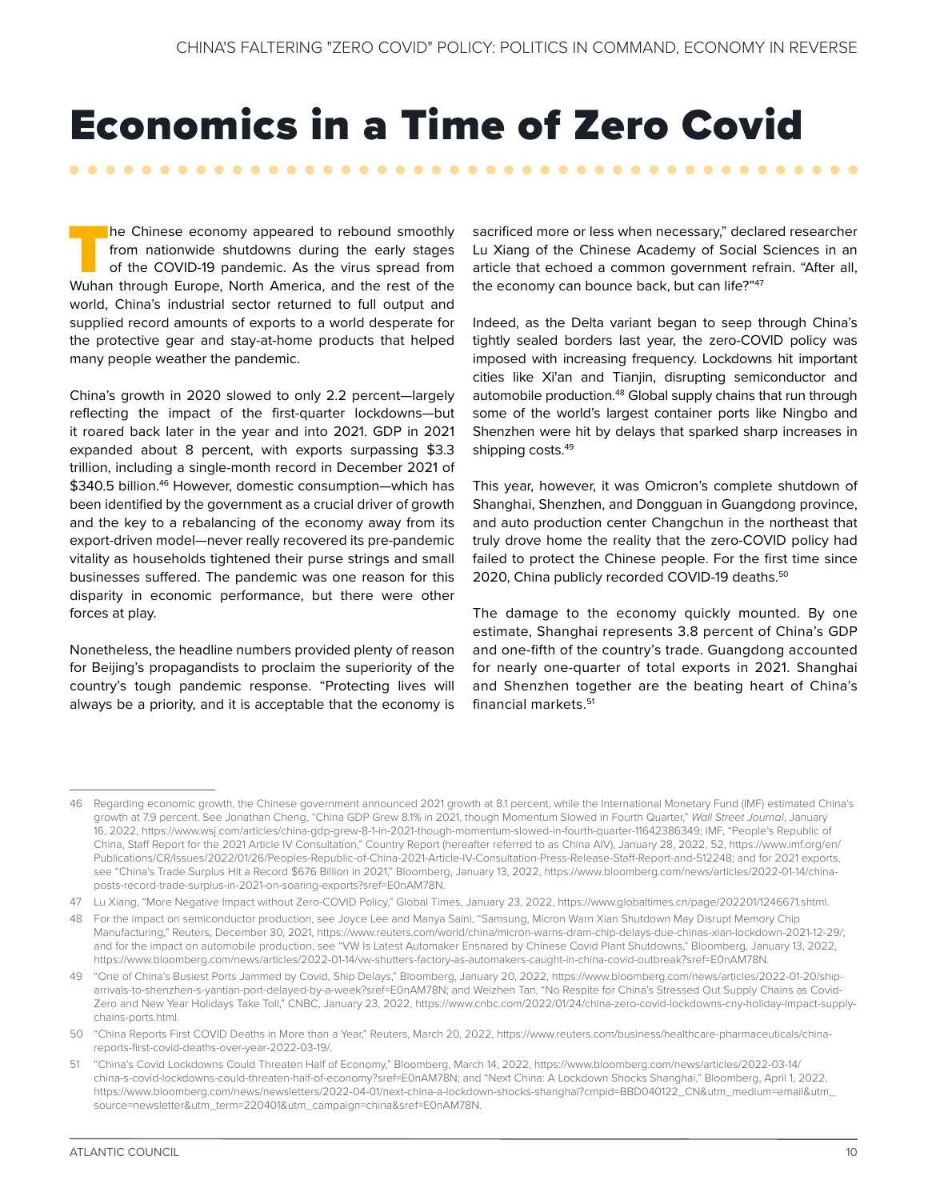# Economics in a Time of Zero Covid

The Chinese economy appeared to rebound smoothly from nationwide shutdowns during the early stages of the COVID-19 pandemic. As the virus spread from Wuhan through Europe, North America, and the rest of the world, China's industrial sector returned to full output and supplied record amounts of exports to a world desperate for the protective gear and stay-at-home products that helped many people weather the pandemic.

China's growth in 2020 slowed to only 2.2 percent—largely reflecting the impact of the first-quarter lockdowns—but it roared back later in the year and into 2021. GDP in 2021 expanded about 8 percent, with exports surpassing $3.3 trillion, including a single-month record in December 2021 of $340.5 billion.[46] However, domestic consumption—which has been identified by the government as a crucial driver of growth and the key to a rebalancing of the economy away from its export-driven model—never really recovered its pre-pandemic vitality as households tightened their purse strings and small businesses suffered. The pandemic was one reason for this disparity in economic performance, but there were other forces at play.

Nonetheless, the headline numbers provided plenty of reason for Beijing's propagandists to proclaim the superiority of the country's tough pandemic response. "Protecting lives will always be a priority, and it is acceptable that the economy is sacrificed more or less when necessary," declared researcher Lu Xiang of the Chinese Academy of Social Sciences in an article that echoed a common government refrain. "After all, the economy can bounce back, but can life?"[47]

Indeed, as the Delta variant began to seep through China's tightly sealed borders last year, the zero-COVID policy was imposed with increasing frequency. Lockdowns hit important cities like Xi'an and Tianjin, disrupting semiconductor and automobile production.[48] Global supply chains that run through some of the world's largest container ports like Ningbo and Shenzhen were hit by delays that sparked sharp increases in shipping costs.[49]

This year, however, it was Omicron's complete shutdown of Shanghai, Shenzhen, and Dongguan in Guangdong province, and auto production center Changchun in the northeast that truly drove home the reality that the zero-COVID policy had failed to protect the Chinese people. For the first time since 2020, China publicly recorded COVID-19 deaths.[50]

The damage to the economy quickly mounted. By one estimate, Shanghai represents 3.8 percent of China's GDP and one-fifth of the country's trade. Guangdong accounted for nearly one-quarter of total exports in 2021. Shanghai and Shenzhen together are the beating heart of China's financial markets.[51]

---

46 Regarding economic growth, the Chinese government announced 2021 growth at 8.1 percent, while the International Monetary Fund (IMF) estimated China's growth at 7.9 percent. See Jonathan Cheng, "China GDP Grew 8.1% in 2021, though Momentum Slowed in Fourth Quarter," *Wall Street Journal*, January 16, 2022, https://www.wsj.com/articles/china-gdp-grew-8-1-in-2021-though-momentum-slowed-in-fourth-quarter-11642386349; IMF, "People's Republic of China, Staff Report for the 2021 Article IV Consultation," Country Report (hereafter referred to as China AIV), January 28, 2022, 52, https://www.imf.org/en/Publications/CR/Issues/2022/01/26/Peoples-Republic-of-China-2021-Article-IV-Consultation-Press-Release-Staff-Report-and-512248; and for 2021 exports, see "China's Trade Surplus Hit a Record $676 Billion in 2021," Bloomberg, January 13, 2022, https://www.bloomberg.com/news/articles/2022-01-14/china-posts-record-trade-surplus-in-2021-on-soaring-exports?sref=E0nAM78N.

47 Lu Xiang, "More Negative Impact without Zero-COVID Policy," Global Times, January 23, 2022, https://www.globaltimes.cn/page/202201/1246671.shtml.

48 For the impact on semiconductor production, see Joyce Lee and Manya Saini, "Samsung, Micron Warn Xian Shutdown May Disrupt Memory Chip Manufacturing," Reuters, December 30, 2021, https://www.reuters.com/world/china/micron-warns-dram-chip-delays-due-chinas-xian-lockdown-2021-12-29/; and for the impact on automobile production, see "VW Is Latest Automaker Ensnared by Chinese Covid Plant Shutdowns," Bloomberg, January 13, 2022, https://www.bloomberg.com/news/articles/2022-01-14/vw-shutters-factory-as-automakers-caught-in-china-covid-outbreak?sref=E0nAM78N.

49 "One of China's Busiest Ports Jammed by Covid, Ship Delays," Bloomberg, January 20, 2022, https://www.bloomberg.com/news/articles/2022-01-20/ship-arrivals-to-shenzhen-s-yantian-port-delayed-by-a-week?sref=E0nAM78N; and Weizhen Tan, "No Respite for China's Stressed Out Supply Chains as Covid-Zero and New Year Holidays Take Toll," CNBC, January 23, 2022, https://www.cnbc.com/2022/01/24/china-zero-covid-lockdowns-cny-holiday-impact-supply-chains-ports.html.

50 "China Reports First COVID Deaths in More than a Year," Reuters, March 20, 2022, https://www.reuters.com/business/healthcare-pharmaceuticals/china-reports-first-covid-deaths-over-year-2022-03-19/.

51 "China's Covid Lockdowns Could Threaten Half of Economy," Bloomberg, March 14, 2022, https://www.bloomberg.com/news/articles/2022-03-14/china-s-covid-lockdowns-could-threaten-half-of-economy?sref=E0nAM78N; and "Next China: A Lockdown Shocks Shanghai," Bloomberg, April 1, 2022, https://www.bloomberg.com/news/newsletters/2022-04-01/next-china-a-lockdown-shocks-shanghai?cmpid=BBD040122_CN&utm_medium=email&utm_source=newsletter&utm_term=220401&utm_campaign=china&sref=E0nAM78N.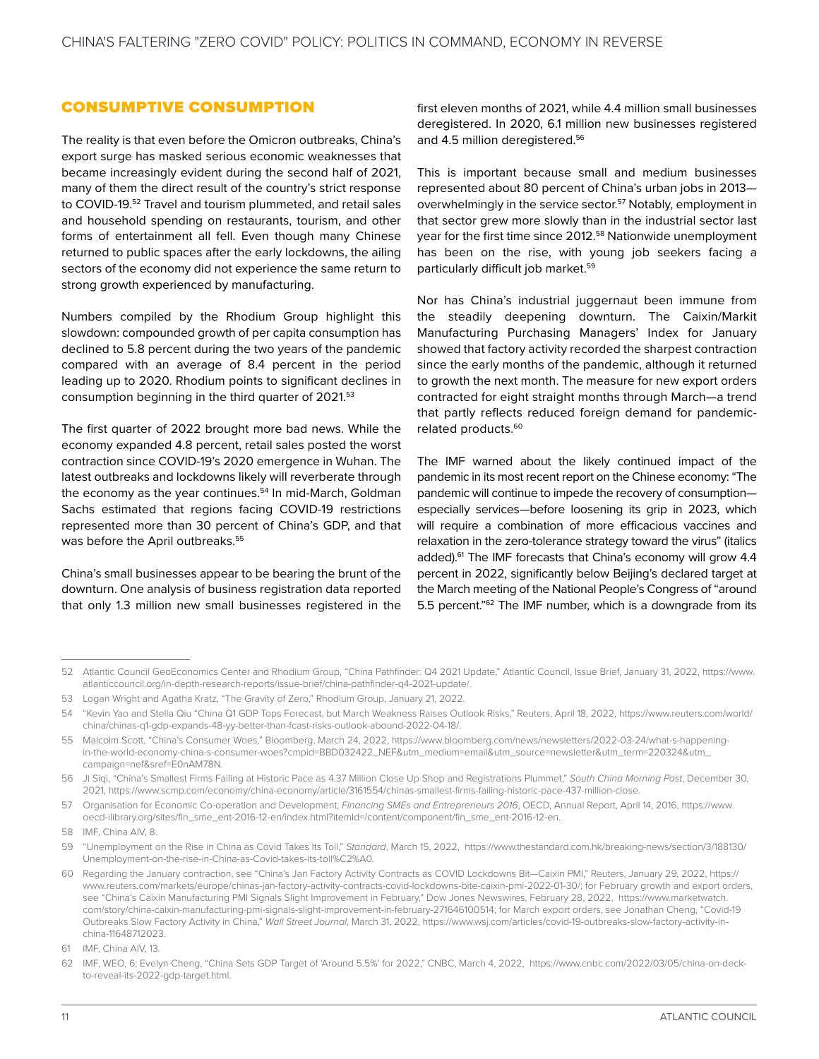## CONSUMPTIVE CONSUMPTION

The reality is that even before the Omicron outbreaks, China's export surge has masked serious economic weaknesses that became increasingly evident during the second half of 2021, many of them the direct result of the country's strict response to COVID-19.[52] Travel and tourism plummeted, and retail sales and household spending on restaurants, tourism, and other forms of entertainment all fell. Even though many Chinese returned to public spaces after the early lockdowns, the ailing sectors of the economy did not experience the same return to strong growth experienced by manufacturing.

Numbers compiled by the Rhodium Group highlight this slowdown: compounded growth of per capita consumption has declined to 5.8 percent during the two years of the pandemic compared with an average of 8.4 percent in the period leading up to 2020. Rhodium points to significant declines in consumption beginning in the third quarter of 2021.[53]

The first quarter of 2022 brought more bad news. While the economy expanded 4.8 percent, retail sales posted the worst contraction since COVID-19's 2020 emergence in Wuhan. The latest outbreaks and lockdowns likely will reverberate through the economy as the year continues.[54] In mid-March, Goldman Sachs estimated that regions facing COVID-19 restrictions represented more than 30 percent of China's GDP, and that was before the April outbreaks.[55]

China's small businesses appear to be bearing the brunt of the downturn. One analysis of business registration data reported that only 1.3 million new small businesses registered in the first eleven months of 2021, while 4.4 million small businesses deregistered. In 2020, 6.1 million new businesses registered and 4.5 million deregistered.[56]

This is important because small and medium businesses represented about 80 percent of China's urban jobs in 2013—overwhelmingly in the service sector.[57] Notably, employment in that sector grew more slowly than in the industrial sector last year for the first time since 2012.[58] Nationwide unemployment has been on the rise, with young job seekers facing a particularly difficult job market.[59]

Nor has China's industrial juggernaut been immune from the steadily deepening downturn. The Caixin/Markit Manufacturing Purchasing Managers' Index for January showed that factory activity recorded the sharpest contraction since the early months of the pandemic, although it returned to growth the next month. The measure for new export orders contracted for eight straight months through March—a trend that partly reflects reduced foreign demand for pandemic-related products.[60]

The IMF warned about the likely continued impact of the pandemic in its most recent report on the Chinese economy: "The pandemic will continue to impede the recovery of consumption—especially services—before loosening its grip in 2023, which will require a combination of more efficacious vaccines and relaxation in the zero-tolerance strategy toward the virus" (italics added).[61] The IMF forecasts that China's economy will grow 4.4 percent in 2022, significantly below Beijing's declared target at the March meeting of the National People's Congress of "around 5.5 percent."[62] The IMF number, which is a downgrade from its

---

52 Atlantic Council GeoEconomics Center and Rhodium Group, "China Pathfinder: Q4 2021 Update," Atlantic Council, Issue Brief, January 31, 2022, https://www.atlanticcouncil.org/in-depth-research-reports/issue-brief/china-pathfinder-q4-2021-update/.

53 Logan Wright and Agatha Kratz, "The Gravity of Zero," Rhodium Group, January 21, 2022.

54 "Kevin Yao and Stella Qiu "China Q1 GDP Tops Forecast, but March Weakness Raises Outlook Risks," Reuters, April 18, 2022, https://www.reuters.com/world/china/chinas-q1-gdp-expands-48-yy-better-than-fcast-risks-outlook-abound-2022-04-18/.

55 Malcolm Scott, "China's Consumer Woes," Bloomberg, March 24, 2022, https://www.bloomberg.com/news/newsletters/2022-03-24/what-s-happening-in-the-world-economy-china-s-consumer-woes?cmpid=BBD032422_NEF&utm_medium=email&utm_source=newsletter&utm_term=220324&utm_campaign=nef&sref=E0nAM78N.

56 Ji Siqi, "China's Smallest Firms Failing at Historic Pace as 4.37 Million Close Up Shop and Registrations Plummet," *South China Morning Post*, December 30, 2021, https://www.scmp.com/economy/china-economy/article/3161554/chinas-smallest-firms-failing-historic-pace-437-million-close.

57 Organisation for Economic Co-operation and Development, *Financing SMEs and Entrepreneurs 2016*, OECD, Annual Report, April 14, 2016, https://www.oecd-ilibrary.org/sites/fin_sme_ent-2016-12-en/index.html?itemId=/content/component/fin_sme_ent-2016-12-en.

58 IMF, China AIV, 8.

59 "Unemployment on the Rise in China as Covid Takes Its Toll," *Standard*, March 15, 2022, https://www.thestandard.com.hk/breaking-news/section/3/188130/Unemployment-on-the-rise-in-China-as-Covid-takes-its-toll%C2%A0.

60 Regarding the January contraction, see "China's Jan Factory Activity Contracts as COVID Lockdowns Bit—Caixin PMI," Reuters, January 29, 2022, https://www.reuters.com/markets/europe/chinas-jan-factory-activity-contracts-covid-lockdowns-bite-caixin-pmi-2022-01-30/; for February growth and export orders, see "China's Caixin Manufacturing PMI Signals Slight Improvement in February," Dow Jones Newswires, February 28, 2022, https://www.marketwatch.com/story/china-caixin-manufacturing-pmi-signals-slight-improvement-in-february-271646100514; for March export orders, see Jonathan Cheng, "Covid-19 Outbreaks Slow Factory Activity in China," *Wall Street Journal*, March 31, 2022, https://www.wsj.com/articles/covid-19-outbreaks-slow-factory-activity-in-china-11648712023.

61 IMF, China AIV, 13.

62 IMF, WEO, 6; Evelyn Cheng, "China Sets GDP Target of 'Around 5.5%' for 2022," CNBC, March 4, 2022, https://www.cnbc.com/2022/03/05/china-on-deck-to-reveal-its-2022-gdp-target.html.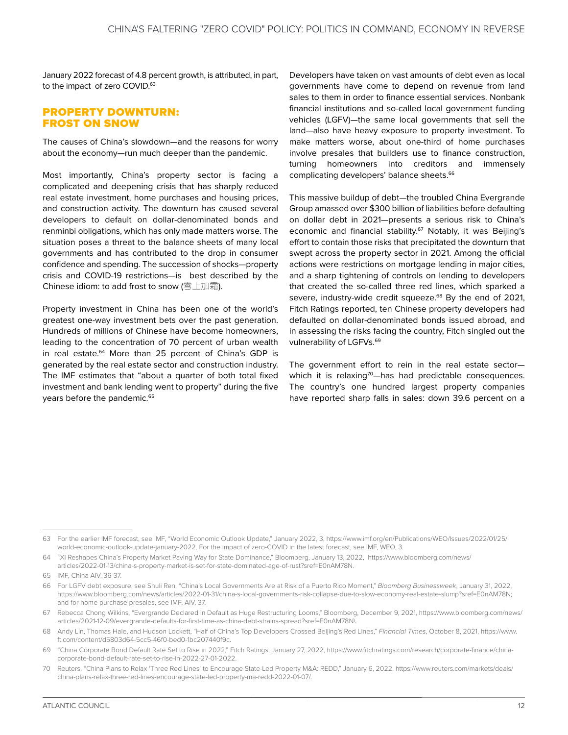January 2022 forecast of 4.8 percent growth, is attributed, in part, to the impact of zero COVID.[63]

## PROPERTY DOWNTURN: FROST ON SNOW

The causes of China's slowdown—and the reasons for worry about the economy—run much deeper than the pandemic.

Most importantly, China's property sector is facing a complicated and deepening crisis that has sharply reduced real estate investment, home purchases and housing prices, and construction activity. The downturn has caused several developers to default on dollar-denominated bonds and renminbi obligations, which has only made matters worse. The situation poses a threat to the balance sheets of many local governments and has contributed to the drop in consumer confidence and spending. The succession of shocks—property crisis and COVID-19 restrictions—is best described by the Chinese idiom: to add frost to snow (雪上加霜).

Property investment in China has been one of the world's greatest one-way investment bets over the past generation. Hundreds of millions of Chinese have become homeowners, leading to the concentration of 70 percent of urban wealth in real estate.[64] More than 25 percent of China's GDP is generated by the real estate sector and construction industry. The IMF estimates that "about a quarter of both total fixed investment and bank lending went to property" during the five years before the pandemic.[65]

Developers have taken on vast amounts of debt even as local governments have come to depend on revenue from land sales to them in order to finance essential services. Nonbank financial institutions and so-called local government funding vehicles (LGFV)—the same local governments that sell the land—also have heavy exposure to property investment. To make matters worse, about one-third of home purchases involve presales that builders use to finance construction, turning homeowners into creditors and immensely complicating developers' balance sheets.[66]

This massive buildup of debt—the troubled China Evergrande Group amassed over $300 billion of liabilities before defaulting on dollar debt in 2021—presents a serious risk to China's economic and financial stability.[67] Notably, it was Beijing's effort to contain those risks that precipitated the downturn that swept across the property sector in 2021. Among the official actions were restrictions on mortgage lending in major cities, and a sharp tightening of controls on lending to developers that created the so-called three red lines, which sparked a severe, industry-wide credit squeeze.[68] By the end of 2021, Fitch Ratings reported, ten Chinese property developers had defaulted on dollar-denominated bonds issued abroad, and in assessing the risks facing the country, Fitch singled out the vulnerability of LGFVs.[69]

The government effort to rein in the real estate sector—which it is relaxing[70]—has had predictable consequences. The country's one hundred largest property companies have reported sharp falls in sales: down 39.6 percent on a

---

63 For the earlier IMF forecast, see IMF, "World Economic Outlook Update," January 2022, 3, https://www.imf.org/en/Publications/WEO/Issues/2022/01/25/world-economic-outlook-update-january-2022. For the impact of zero-COVID in the latest forecast, see IMF, WEO, 3.

64 "Xi Reshapes China's Property Market Paving Way for State Dominance," Bloomberg, January 13, 2022, https://www.bloomberg.com/news/articles/2022-01-13/china-s-property-market-is-set-for-state-dominated-age-of-rust?sref=E0nAM78N.

65 IMF, China AIV, 36-37.

66 For LGFV debt exposure, see Shuli Ren, "China's Local Governments Are at Risk of a Puerto Rico Moment," *Bloomberg Businessweek*, January 31, 2022, https://www.bloomberg.com/news/articles/2022-01-31/china-s-local-governments-risk-collapse-due-to-slow-economy-real-estate-slump?sref=E0nAM78N; and for home purchase presales, see IMF, AIV, 37.

67 Rebecca Chong Wilkins, "Evergrande Declared in Default as Huge Restructuring Looms," Bloomberg, December 9, 2021, https://www.bloomberg.com/news/articles/2021-12-09/evergrande-defaults-for-first-time-as-china-debt-strains-spread?sref=E0nAM78N\.

68 Andy Lin, Thomas Hale, and Hudson Lockett, "Half of China's Top Developers Crossed Beijing's Red Lines," *Financial Times*, October 8, 2021, https://www.ft.com/content/d5803d64-5cc5-46f0-bed0-1bc207440f9c.

69 "China Corporate Bond Default Rate Set to Rise in 2022," Fitch Ratings, January 27, 2022, https://www.fitchratings.com/research/corporate-finance/china-corporate-bond-default-rate-set-to-rise-in-2022-27-01-2022.

70 Reuters, "China Plans to Relax 'Three Red Lines' to Encourage State-Led Property M&A: REDD," January 6, 2022, https://www.reuters.com/markets/deals/china-plans-relax-three-red-lines-encourage-state-led-property-ma-redd-2022-01-07/.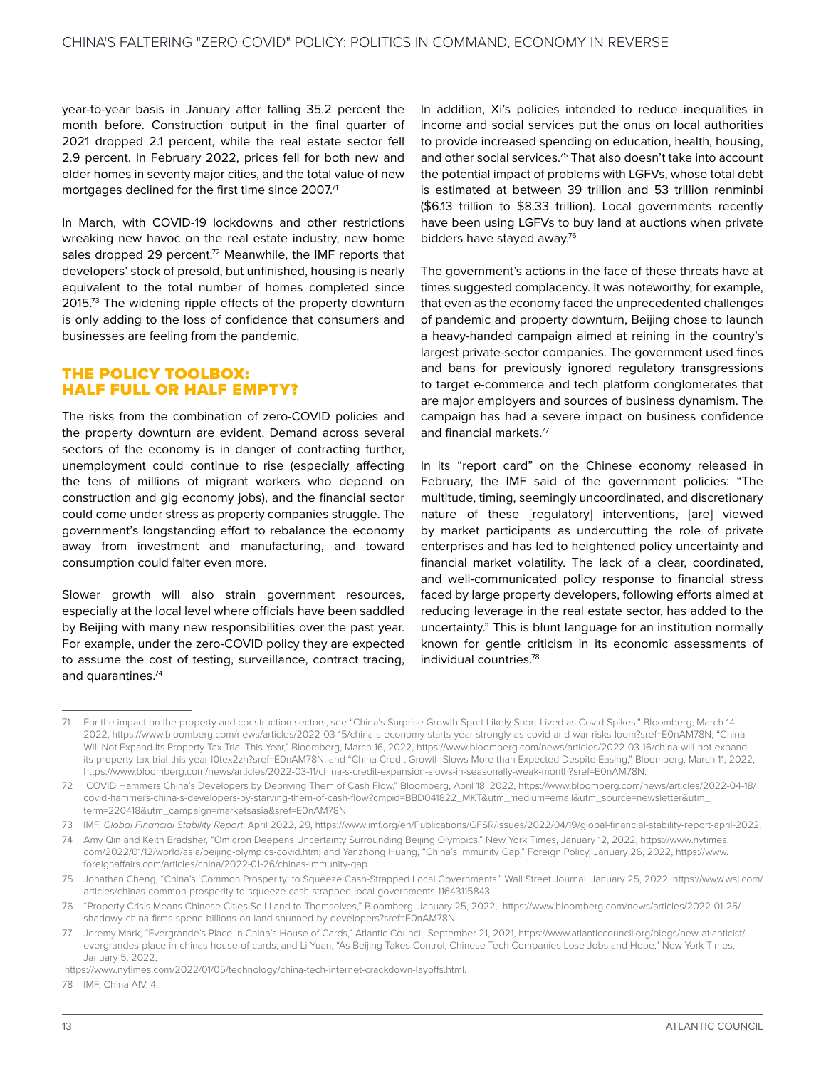year-to-year basis in January after falling 35.2 percent the month before. Construction output in the final quarter of 2021 dropped 2.1 percent, while the real estate sector fell 2.9 percent. In February 2022, prices fell for both new and older homes in seventy major cities, and the total value of new mortgages declined for the first time since 2007.[71]

In March, with COVID-19 lockdowns and other restrictions wreaking new havoc on the real estate industry, new home sales dropped 29 percent.[72] Meanwhile, the IMF reports that developers' stock of presold, but unfinished, housing is nearly equivalent to the total number of homes completed since 2015.[73] The widening ripple effects of the property downturn is only adding to the loss of confidence that consumers and businesses are feeling from the pandemic.

## THE POLICY TOOLBOX: HALF FULL OR HALF EMPTY?

The risks from the combination of zero-COVID policies and the property downturn are evident. Demand across several sectors of the economy is in danger of contracting further, unemployment could continue to rise (especially affecting the tens of millions of migrant workers who depend on construction and gig economy jobs), and the financial sector could come under stress as property companies struggle. The government's longstanding effort to rebalance the economy away from investment and manufacturing, and toward consumption could falter even more.

Slower growth will also strain government resources, especially at the local level where officials have been saddled by Beijing with many new responsibilities over the past year. For example, under the zero-COVID policy they are expected to assume the cost of testing, surveillance, contract tracing, and quarantines.[74]

In addition, Xi's policies intended to reduce inequalities in income and social services put the onus on local authorities to provide increased spending on education, health, housing, and other social services.[75] That also doesn't take into account the potential impact of problems with LGFVs, whose total debt is estimated at between 39 trillion and 53 trillion renminbi ($6.13 trillion to $8.33 trillion). Local governments recently have been using LGFVs to buy land at auctions when private bidders have stayed away.[76]

The government's actions in the face of these threats have at times suggested complacency. It was noteworthy, for example, that even as the economy faced the unprecedented challenges of pandemic and property downturn, Beijing chose to launch a heavy-handed campaign aimed at reining in the country's largest private-sector companies. The government used fines and bans for previously ignored regulatory transgressions to target e-commerce and tech platform conglomerates that are major employers and sources of business dynamism. The campaign has had a severe impact on business confidence and financial markets.[77]

In its "report card" on the Chinese economy released in February, the IMF said of the government policies: "The multitude, timing, seemingly uncoordinated, and discretionary nature of these [regulatory] interventions, [are] viewed by market participants as undercutting the role of private enterprises and has led to heightened policy uncertainty and financial market volatility. The lack of a clear, coordinated, and well-communicated policy response to financial stress faced by large property developers, following efforts aimed at reducing leverage in the real estate sector, has added to the uncertainty." This is blunt language for an institution normally known for gentle criticism in its economic assessments of individual countries.[78]

---

71 For the impact on the property and construction sectors, see "China's Surprise Growth Spurt Likely Short-Lived as Covid Spikes," Bloomberg, March 14, 2022, https://www.bloomberg.com/news/articles/2022-03-15/china-s-economy-starts-year-strongly-as-covid-and-war-risks-loom?sref=E0nAM78N; "China Will Not Expand Its Property Tax Trial This Year," Bloomberg, March 16, 2022, https://www.bloomberg.com/news/articles/2022-03-16/china-will-not-expand-its-property-tax-trial-this-year-l0tex2zh?sref=E0nAM78N; and "China Credit Growth Slows More than Expected Despite Easing," Bloomberg, March 11, 2022, https://www.bloomberg.com/news/articles/2022-03-11/china-s-credit-expansion-slows-in-seasonally-weak-month?sref=E0nAM78N.

72 COVID Hammers China's Developers by Depriving Them of Cash Flow," Bloomberg, April 18, 2022, https://www.bloomberg.com/news/articles/2022-04-18/covid-hammers-china-s-developers-by-starving-them-of-cash-flow?cmpid=BBD041822_MKT&utm_medium=email&utm_source=newsletter&utm_term=220418&utm_campaign=marketsasia&sref=E0nAM78N.

73 IMF, *Global Financial Stability Report*, April 2022, 29, https://www.imf.org/en/Publications/GFSR/Issues/2022/04/19/global-financial-stability-report-april-2022.

74 Amy Qin and Keith Bradsher, "Omicron Deepens Uncertainty Surrounding Beijing Olympics," New York Times, January 12, 2022, https://www.nytimes.com/2022/01/12/world/asia/beijing-olympics-covid.htm; and Yanzhong Huang, "China's Immunity Gap," Foreign Policy, January 26, 2022, https://www.foreignaffairs.com/articles/china/2022-01-26/chinas-immunity-gap.

75 Jonathan Cheng, "China's 'Common Prosperity' to Squeeze Cash-Strapped Local Governments," Wall Street Journal, January 25, 2022, https://www.wsj.com/articles/chinas-common-prosperity-to-squeeze-cash-strapped-local-governments-11643115843.

76 "Property Crisis Means Chinese Cities Sell Land to Themselves," Bloomberg, January 25, 2022, https://www.bloomberg.com/news/articles/2022-01-25/shadowy-china-firms-spend-billions-on-land-shunned-by-developers?sref=E0nAM78N.

77 Jeremy Mark, "Evergrande's Place in China's House of Cards," Atlantic Council, September 21, 2021, https://www.atlanticcouncil.org/blogs/new-atlanticist/evergrandes-place-in-chinas-house-of-cards; and Li Yuan, "As Beijing Takes Control, Chinese Tech Companies Lose Jobs and Hope," New York Times, January 5, 2022, https://www.nytimes.com/2022/01/05/technology/china-tech-internet-crackdown-layoffs.html.

78 IMF, China AIV, 4.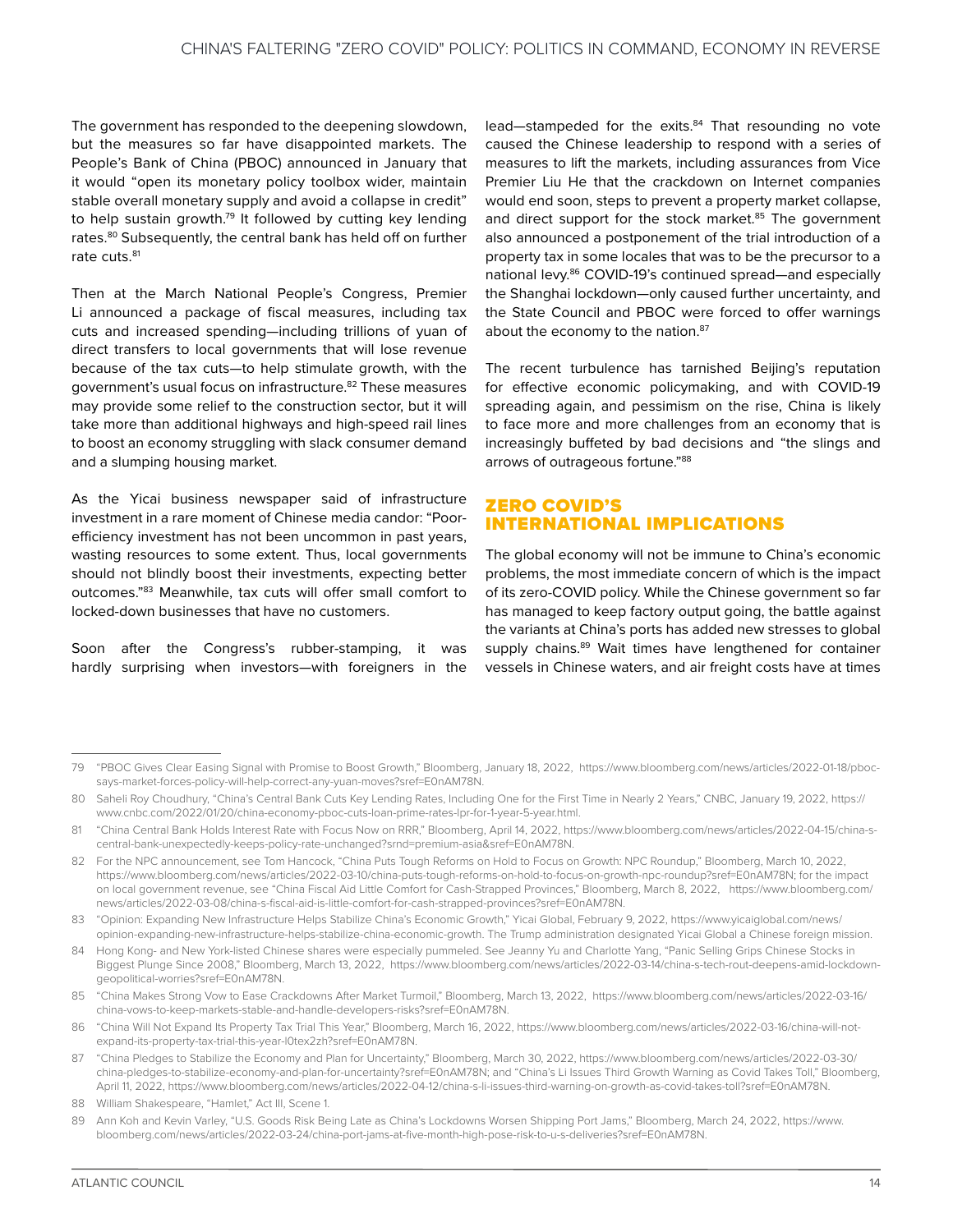The government has responded to the deepening slowdown, but the measures so far have disappointed markets. The People's Bank of China (PBOC) announced in January that it would "open its monetary policy toolbox wider, maintain stable overall monetary supply and avoid a collapse in credit" to help sustain growth.[79] It followed by cutting key lending rates.[80] Subsequently, the central bank has held off on further rate cuts.[81]

Then at the March National People's Congress, Premier Li announced a package of fiscal measures, including tax cuts and increased spending—including trillions of yuan of direct transfers to local governments that will lose revenue because of the tax cuts—to help stimulate growth, with the government's usual focus on infrastructure.[82] These measures may provide some relief to the construction sector, but it will take more than additional highways and high-speed rail lines to boost an economy struggling with slack consumer demand and a slumping housing market.

As the Yicai business newspaper said of infrastructure investment in a rare moment of Chinese media candor: "Poor-efficiency investment has not been uncommon in past years, wasting resources to some extent. Thus, local governments should not blindly boost their investments, expecting better outcomes."[83] Meanwhile, tax cuts will offer small comfort to locked-down businesses that have no customers.

Soon after the Congress's rubber-stamping, it was hardly surprising when investors—with foreigners in the lead—stampeded for the exits.[84] That resounding no vote caused the Chinese leadership to respond with a series of measures to lift the markets, including assurances from Vice Premier Liu He that the crackdown on Internet companies would end soon, steps to prevent a property market collapse, and direct support for the stock market.[85] The government also announced a postponement of the trial introduction of a property tax in some locales that was to be the precursor to a national levy.[86] COVID-19's continued spread—and especially the Shanghai lockdown—only caused further uncertainty, and the State Council and PBOC were forced to offer warnings about the economy to the nation.[87]

The recent turbulence has tarnished Beijing's reputation for effective economic policymaking, and with COVID-19 spreading again, and pessimism on the rise, China is likely to face more and more challenges from an economy that is increasingly buffeted by bad decisions and "the slings and arrows of outrageous fortune."[88]

## ZERO COVID'S INTERNATIONAL IMPLICATIONS

The global economy will not be immune to China's economic problems, the most immediate concern of which is the impact of its zero-COVID policy. While the Chinese government so far has managed to keep factory output going, the battle against the variants at China's ports has added new stresses to global supply chains.[89] Wait times have lengthened for container vessels in Chinese waters, and air freight costs have at times

---

79 "PBOC Gives Clear Easing Signal with Promise to Boost Growth," Bloomberg, January 18, 2022, https://www.bloomberg.com/news/articles/2022-01-18/pboc-says-market-forces-policy-will-help-correct-any-yuan-moves?sref=E0nAM78N.

80 Saheli Roy Choudhury, "China's Central Bank Cuts Key Lending Rates, Including One for the First Time in Nearly 2 Years," CNBC, January 19, 2022, https://www.cnbc.com/2022/01/20/china-economy-pboc-cuts-loan-prime-rates-lpr-for-1-year-5-year.html.

81 "China Central Bank Holds Interest Rate with Focus Now on RRR," Bloomberg, April 14, 2022, https://www.bloomberg.com/news/articles/2022-04-15/china-s-central-bank-unexpectedly-keeps-policy-rate-unchanged?srnd=premium-asia&sref=E0nAM78N.

82 For the NPC announcement, see Tom Hancock, "China Puts Tough Reforms on Hold to Focus on Growth: NPC Roundup," Bloomberg, March 10, 2022, https://www.bloomberg.com/news/articles/2022-03-10/china-puts-tough-reforms-on-hold-to-focus-on-growth-npc-roundup?sref=E0nAM78N; for the impact on local government revenue, see "China Fiscal Aid Little Comfort for Cash-Strapped Provinces," Bloomberg, March 8, 2022, https://www.bloomberg.com/news/articles/2022-03-08/china-s-fiscal-aid-is-little-comfort-for-cash-strapped-provinces?sref=E0nAM78N.

83 "Opinion: Expanding New Infrastructure Helps Stabilize China's Economic Growth," Yicai Global, February 9, 2022, https://www.yicaiglobal.com/news/opinion-expanding-new-infrastructure-helps-stabilize-china-economic-growth. The Trump administration designated Yicai Global a Chinese foreign mission.

84 Hong Kong- and New York-listed Chinese shares were especially pummeled. See Jeanny Yu and Charlotte Yang, "Panic Selling Grips Chinese Stocks in Biggest Plunge Since 2008," Bloomberg, March 13, 2022, https://www.bloomberg.com/news/articles/2022-03-14/china-s-tech-rout-deepens-amid-lockdown-geopolitical-worries?sref=E0nAM78N.

85 "China Makes Strong Vow to Ease Crackdowns After Market Turmoil," Bloomberg, March 13, 2022, https://www.bloomberg.com/news/articles/2022-03-16/china-vows-to-keep-markets-stable-and-handle-developers-risks?sref=E0nAM78N.

86 "China Will Not Expand Its Property Tax Trial This Year," Bloomberg, March 16, 2022, https://www.bloomberg.com/news/articles/2022-03-16/china-will-not-expand-its-property-tax-trial-this-year-l0tex2zh?sref=E0nAM78N.

87 "China Pledges to Stabilize the Economy and Plan for Uncertainty," Bloomberg, March 30, 2022, https://www.bloomberg.com/news/articles/2022-03-30/china-pledges-to-stabilize-economy-and-plan-for-uncertainty?sref=E0nAM78N; and "China's Li Issues Third Growth Warning as Covid Takes Toll," Bloomberg, April 11, 2022, https://www.bloomberg.com/news/articles/2022-04-12/china-s-li-issues-third-warning-on-growth-as-covid-takes-toll?sref=E0nAM78N.

88 William Shakespeare, "Hamlet," Act III, Scene 1.

89 Ann Koh and Kevin Varley, "U.S. Goods Risk Being Late as China's Lockdowns Worsen Shipping Port Jams," Bloomberg, March 24, 2022, https://www.bloomberg.com/news/articles/2022-03-24/china-port-jams-at-five-month-high-pose-risk-to-u-s-deliveries?sref=E0nAM78N.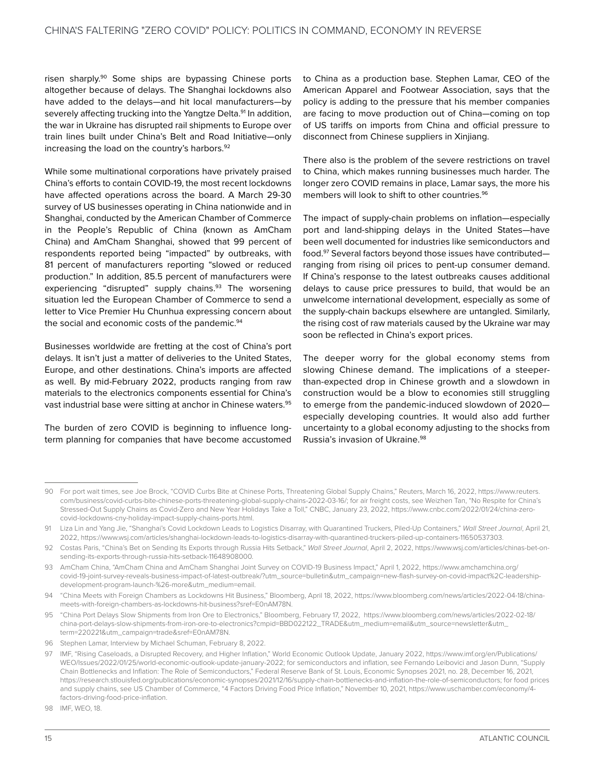risen sharply.[90] Some ships are bypassing Chinese ports altogether because of delays. The Shanghai lockdowns also have added to the delays—and hit local manufacturers—by severely affecting trucking into the Yangtze Delta.[91] In addition, the war in Ukraine has disrupted rail shipments to Europe over train lines built under China's Belt and Road Initiative—only increasing the load on the country's harbors.[92]

While some multinational corporations have privately praised China's efforts to contain COVID-19, the most recent lockdowns have affected operations across the board. A March 29-30 survey of US businesses operating in China nationwide and in Shanghai, conducted by the American Chamber of Commerce in the People's Republic of China (known as AmCham China) and AmCham Shanghai, showed that 99 percent of respondents reported being "impacted" by outbreaks, with 81 percent of manufacturers reporting "slowed or reduced production." In addition, 85.5 percent of manufacturers were experiencing "disrupted" supply chains.[93] The worsening situation led the European Chamber of Commerce to send a letter to Vice Premier Hu Chunhua expressing concern about the social and economic costs of the pandemic.[94]

Businesses worldwide are fretting at the cost of China's port delays. It isn't just a matter of deliveries to the United States, Europe, and other destinations. China's imports are affected as well. By mid-February 2022, products ranging from raw materials to the electronics components essential for China's vast industrial base were sitting at anchor in Chinese waters.[95]

The burden of zero COVID is beginning to influence long-term planning for companies that have become accustomed to China as a production base. Stephen Lamar, CEO of the American Apparel and Footwear Association, says that the policy is adding to the pressure that his member companies are facing to move production out of China—coming on top of US tariffs on imports from China and official pressure to disconnect from Chinese suppliers in Xinjiang.

There also is the problem of the severe restrictions on travel to China, which makes running businesses much harder. The longer zero COVID remains in place, Lamar says, the more his members will look to shift to other countries.[96]

The impact of supply-chain problems on inflation—especially port and land-shipping delays in the United States—have been well documented for industries like semiconductors and food.[97] Several factors beyond those issues have contributed—ranging from rising oil prices to pent-up consumer demand. If China's response to the latest outbreaks causes additional delays to cause price pressures to build, that would be an unwelcome international development, especially as some of the supply-chain backups elsewhere are untangled. Similarly, the rising cost of raw materials caused by the Ukraine war may soon be reflected in China's export prices.

The deeper worry for the global economy stems from slowing Chinese demand. The implications of a steeper-than-expected drop in Chinese growth and a slowdown in construction would be a blow to economies still struggling to emerge from the pandemic-induced slowdown of 2020—especially developing countries. It would also add further uncertainty to a global economy adjusting to the shocks from Russia's invasion of Ukraine.[98]

---

90 For port wait times, see Joe Brock, "COVID Curbs Bite at Chinese Ports, Threatening Global Supply Chains," Reuters, March 16, 2022, https://www.reuters.com/business/covid-curbs-bite-chinese-ports-threatening-global-supply-chains-2022-03-16/; for air freight costs, see Weizhen Tan, "No Respite for China's Stressed-Out Supply Chains as Covid-Zero and New Year Holidays Take a Toll," CNBC, January 23, 2022, https://www.cnbc.com/2022/01/24/china-zero-covid-lockdowns-cny-holiday-impact-supply-chains-ports.html.

91 Liza Lin and Yang Jie, "Shanghai's Covid Lockdown Leads to Logistics Disarray, with Quarantined Truckers, Piled-Up Containers," *Wall Street Journal*, April 21, 2022, https://www.wsj.com/articles/shanghai-lockdown-leads-to-logistics-disarray-with-quarantined-truckers-piled-up-containers-11650537303.

92 Costas Paris, "China's Bet on Sending Its Exports through Russia Hits Setback," *Wall Street Journal*, April 2, 2022, https://www.wsj.com/articles/chinas-bet-on-sending-its-exports-through-russia-hits-setback-11648908000.

93 AmCham China, "AmCham China and AmCham Shanghai Joint Survey on COVID-19 Business Impact," April 1, 2022, https://www.amchamchina.org/covid-19-joint-survey-reveals-business-impact-of-latest-outbreak/?utm_source=bulletin&utm_campaign=new-flash-survey-on-covid-impact%2C-leadership-development-program-launch-%26-more&utm_medium=email.

94 "China Meets with Foreign Chambers as Lockdowns Hit Business," Bloomberg, April 18, 2022, https://www.bloomberg.com/news/articles/2022-04-18/china-meets-with-foreign-chambers-as-lockdowns-hit-business?sref=E0nAM78N.

95 "China Port Delays Slow Shipments from Iron Ore to Electronics," Bloomberg, February 17, 2022, https://www.bloomberg.com/news/articles/2022-02-18/china-port-delays-slow-shipments-from-iron-ore-to-electronics?cmpid=BBD022122_TRADE&utm_medium=email&utm_source=newsletter&utm_term=220221&utm_campaign=trade&sref=E0nAM78N.

96 Stephen Lamar, Interview by Michael Schuman, February 8, 2022.

97 IMF, "Rising Caseloads, a Disrupted Recovery, and Higher Inflation," World Economic Outlook Update, January 2022, https://www.imf.org/en/Publications/WEO/Issues/2022/01/25/world-economic-outlook-update-january-2022; for semiconductors and inflation, see Fernando Leibovici and Jason Dunn, "Supply Chain Bottlenecks and Inflation: The Role of Semiconductors," Federal Reserve Bank of St. Louis, Economic Synopses 2021, no. 28, December 16, 2021, https://research.stlouisfed.org/publications/economic-synopses/2021/12/16/supply-chain-bottlenecks-and-inflation-the-role-of-semiconductors; for food prices and supply chains, see US Chamber of Commerce, "4 Factors Driving Food Price Inflation," November 10, 2021, https://www.uschamber.com/economy/4-factors-driving-food-price-inflation.

98 IMF, WEO, 18.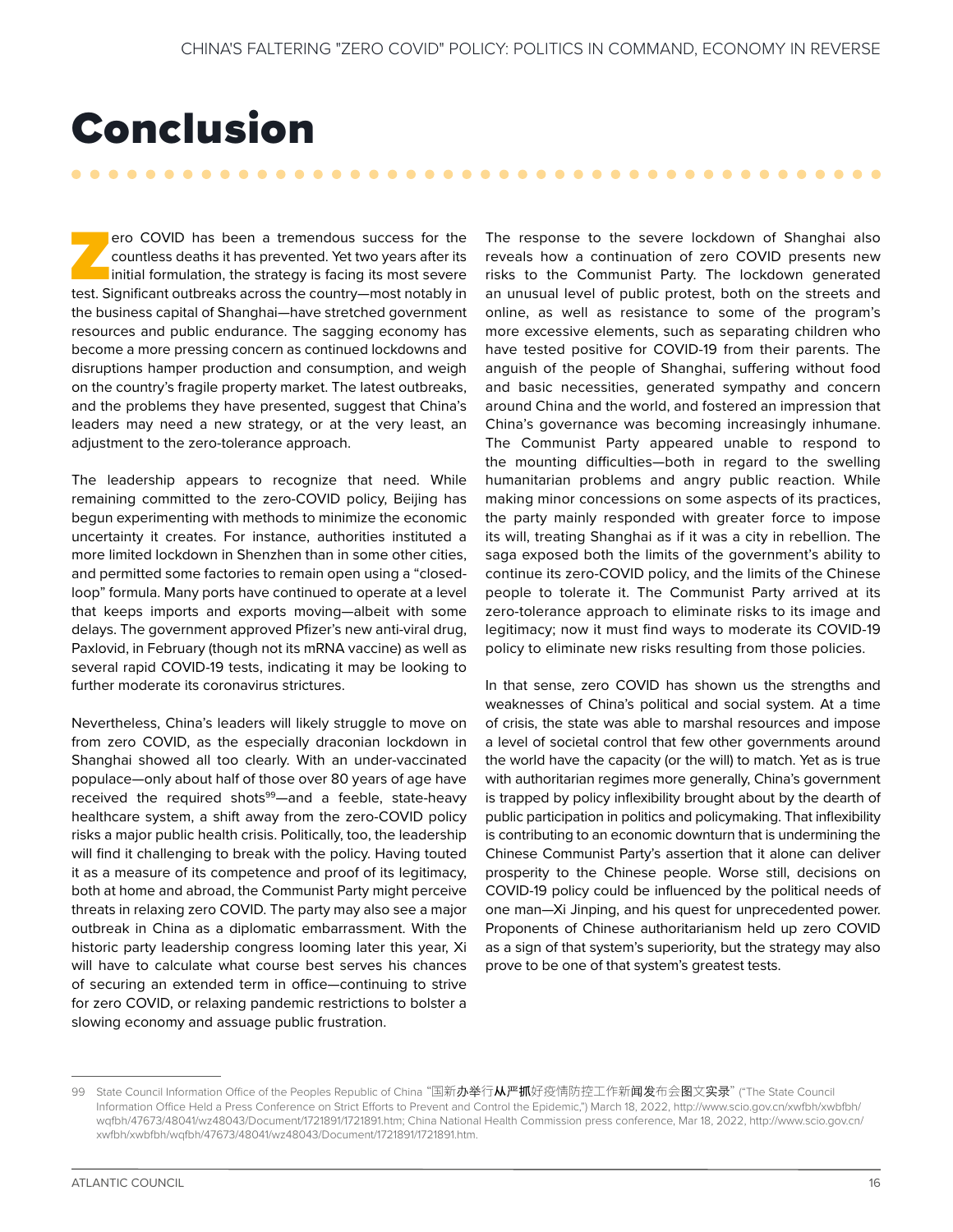# Conclusion

Zero COVID has been a tremendous success for the countless deaths it has prevented. Yet two years after its initial formulation, the strategy is facing its most severe test. Significant outbreaks across the country—most notably in the business capital of Shanghai—have stretched government resources and public endurance. The sagging economy has become a more pressing concern as continued lockdowns and disruptions hamper production and consumption, and weigh on the country's fragile property market. The latest outbreaks, and the problems they have presented, suggest that China's leaders may need a new strategy, or at the very least, an adjustment to the zero-tolerance approach.

The leadership appears to recognize that need. While remaining committed to the zero-COVID policy, Beijing has begun experimenting with methods to minimize the economic uncertainty it creates. For instance, authorities instituted a more limited lockdown in Shenzhen than in some other cities, and permitted some factories to remain open using a "closed-loop" formula. Many ports have continued to operate at a level that keeps imports and exports moving—albeit with some delays. The government approved Pfizer's new anti-viral drug, Paxlovid, in February (though not its mRNA vaccine) as well as several rapid COVID-19 tests, indicating it may be looking to further moderate its coronavirus strictures.

Nevertheless, China's leaders will likely struggle to move on from zero COVID, as the especially draconian lockdown in Shanghai showed all too clearly. With an under-vaccinated populace—only about half of those over 80 years of age have received the required shots[99]—and a feeble, state-heavy healthcare system, a shift away from the zero-COVID policy risks a major public health crisis. Politically, too, the leadership will find it challenging to break with the policy. Having touted it as a measure of its competence and proof of its legitimacy, both at home and abroad, the Communist Party might perceive threats in relaxing zero COVID. The party may also see a major outbreak in China as a diplomatic embarrassment. With the historic party leadership congress looming later this year, Xi will have to calculate what course best serves his chances of securing an extended term in office—continuing to strive for zero COVID, or relaxing pandemic restrictions to bolster a slowing economy and assuage public frustration.

The response to the severe lockdown of Shanghai also reveals how a continuation of zero COVID presents new risks to the Communist Party. The lockdown generated an unusual level of public protest, both on the streets and online, as well as resistance to some of the program's more excessive elements, such as separating children who have tested positive for COVID-19 from their parents. The anguish of the people of Shanghai, suffering without food and basic necessities, generated sympathy and concern around China and the world, and fostered an impression that China's governance was becoming increasingly inhumane. The Communist Party appeared unable to respond to the mounting difficulties—both in regard to the swelling humanitarian problems and angry public reaction. While making minor concessions on some aspects of its practices, the party mainly responded with greater force to impose its will, treating Shanghai as if it was a city in rebellion. The saga exposed both the limits of the government's ability to continue its zero-COVID policy, and the limits of the Chinese people to tolerate it. The Communist Party arrived at its zero-tolerance approach to eliminate risks to its image and legitimacy; now it must find ways to moderate its COVID-19 policy to eliminate new risks resulting from those policies.

In that sense, zero COVID has shown us the strengths and weaknesses of China's political and social system. At a time of crisis, the state was able to marshal resources and impose a level of societal control that few other governments around the world have the capacity (or the will) to match. Yet as is true with authoritarian regimes more generally, China's government is trapped by policy inflexibility brought about by the dearth of public participation in politics and policymaking. That inflexibility is contributing to an economic downturn that is undermining the Chinese Communist Party's assertion that it alone can deliver prosperity to the Chinese people. Worse still, decisions on COVID-19 policy could be influenced by the political needs of one man—Xi Jinping, and his quest for unprecedented power. Proponents of Chinese authoritarianism held up zero COVID as a sign of that system's superiority, but the strategy may also prove to be one of that system's greatest tests.

---

99 State Council Information Office of the Peoples Republic of China "国新办举行从严抓好疫情防控工作新闻发布会图文实录" ("The State Council Information Office Held a Press Conference on Strict Efforts to Prevent and Control the Epidemic,") March 18, 2022, http://www.scio.gov.cn/xwfbh/xwbfbh/wqfbh/47673/48041/wz48043/Document/1721891/1721891.htm; China National Health Commission press conference, Mar 18, 2022, http://www.scio.gov.cn/xwfbh/xwbfbh/wqfbh/47673/48041/wz48043/Document/1721891/1721891.htm.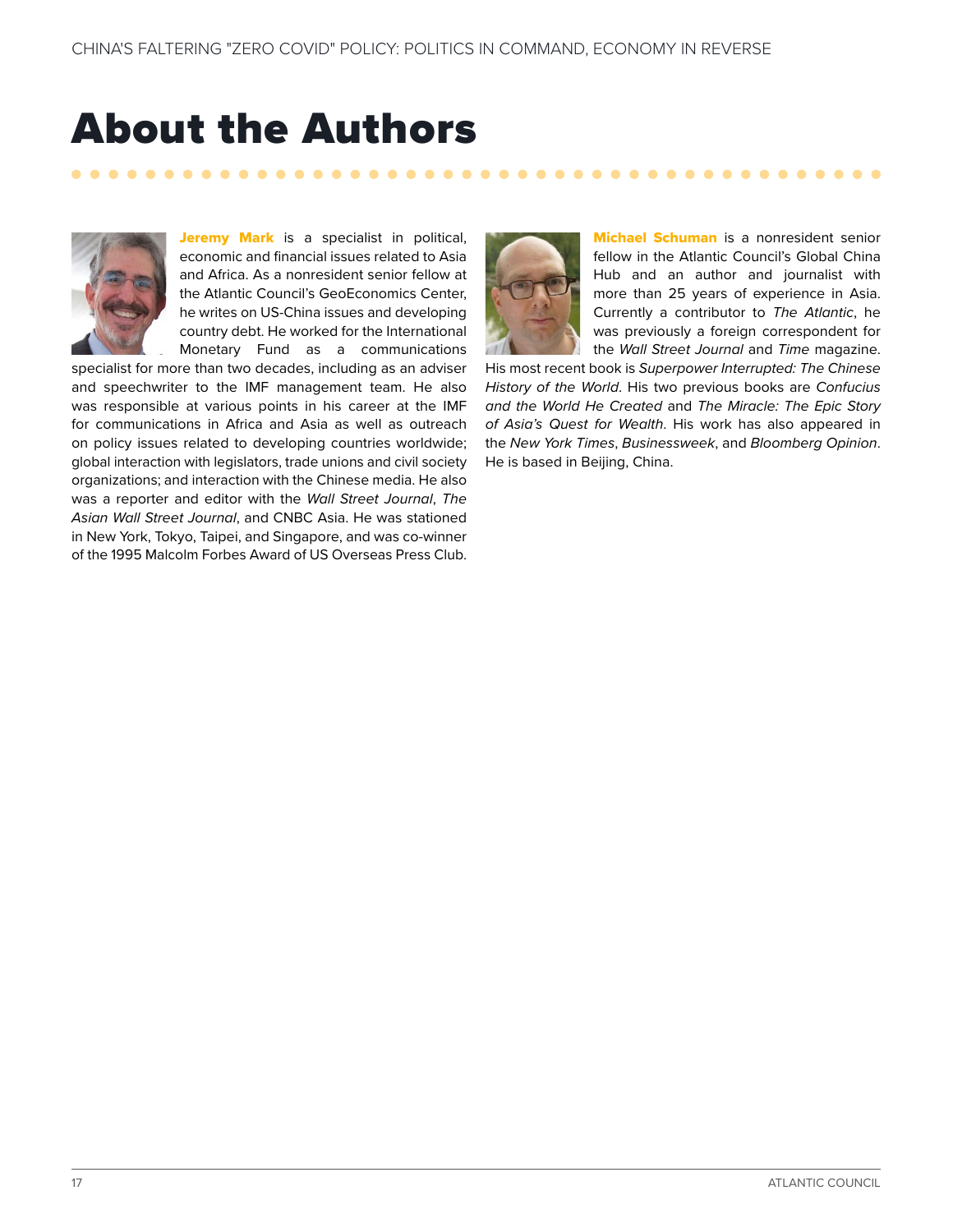# About the Authors

**Jeremy Mark** is a specialist in political, economic and financial issues related to Asia and Africa. As a nonresident senior fellow at the Atlantic Council's GeoEconomics Center, he writes on US-China issues and developing country debt. He worked for the International Monetary Fund as a communications specialist for more than two decades, including as an adviser and speechwriter to the IMF management team. He also was responsible at various points in his career at the IMF for communications in Africa and Asia as well as outreach on policy issues related to developing countries worldwide; global interaction with legislators, trade unions and civil society organizations; and interaction with the Chinese media. He also was a reporter and editor with the *Wall Street Journal*, *The Asian Wall Street Journal*, and CNBC Asia. He was stationed in New York, Tokyo, Taipei, and Singapore, and was co-winner of the 1995 Malcolm Forbes Award of US Overseas Press Club.

**Michael Schuman** is a nonresident senior fellow in the Atlantic Council's Global China Hub and an author and journalist with more than 25 years of experience in Asia. Currently a contributor to *The Atlantic*, he was previously a foreign correspondent for the *Wall Street Journal* and *Time* magazine. His most recent book is *Superpower Interrupted: The Chinese History of the World*. His two previous books are *Confucius and the World He Created* and *The Miracle: The Epic Story of Asia's Quest for Wealth*. His work has also appeared in the *New York Times*, *Businessweek*, and *Bloomberg Opinion*. He is based in Beijing, China.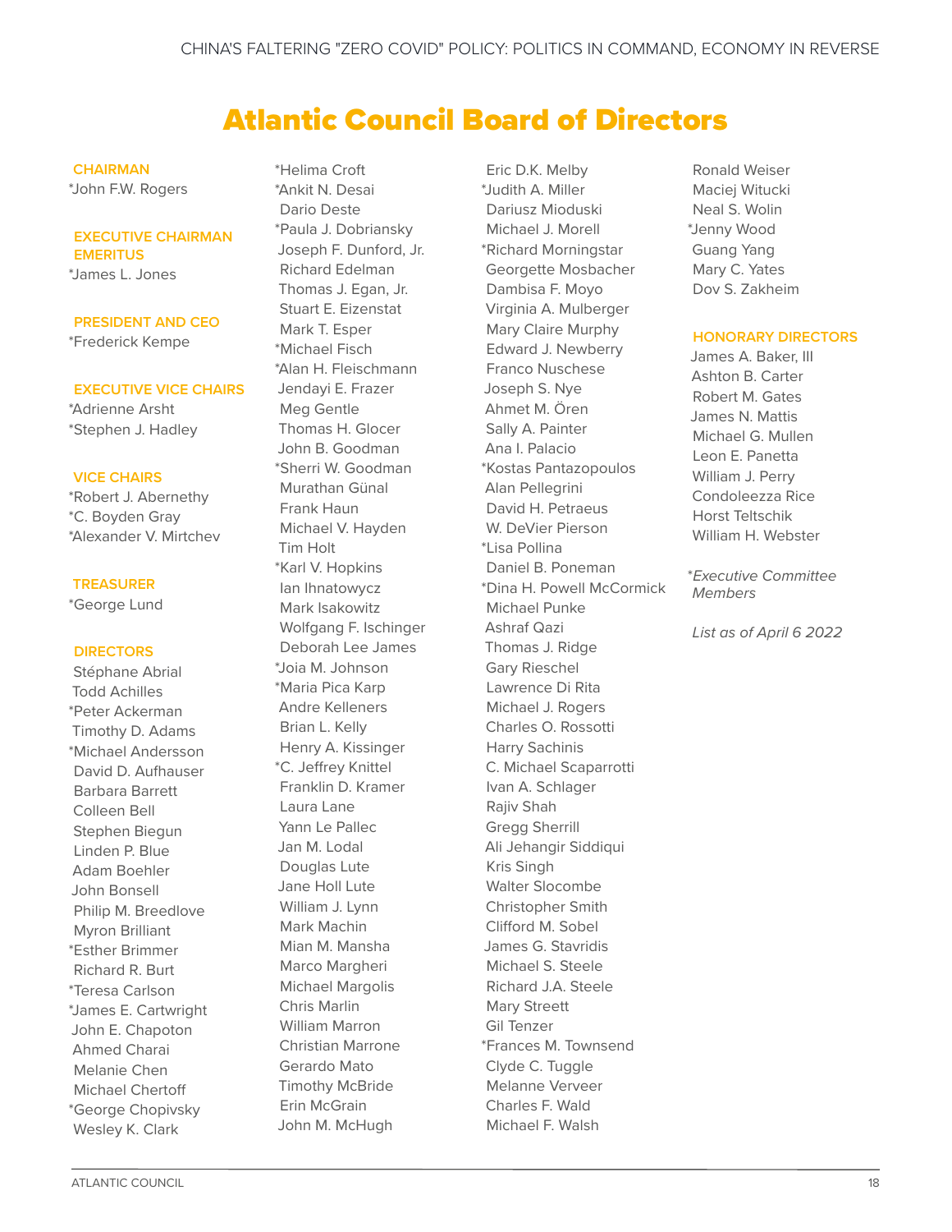# Atlantic Council Board of Directors

**CHAIRMAN**
*John F.W. Rogers

**EXECUTIVE CHAIRMAN EMERITUS**
*James L. Jones

**PRESIDENT AND CEO**
*Frederick Kempe

**EXECUTIVE VICE CHAIRS**
*Adrienne Arsht
*Stephen J. Hadley

**VICE CHAIRS**
*Robert J. Abernethy
*C. Boyden Gray
*Alexander V. Mirtchev

**TREASURER**
*George Lund

**DIRECTORS**
Stéphane Abrial
Todd Achilles
*Peter Ackerman
Timothy D. Adams
*Michael Andersson
David D. Aufhauser
Barbara Barrett
Colleen Bell
Stephen Biegun
Linden P. Blue
Adam Boehler
John Bonsell
Philip M. Breedlove
Myron Brilliant
*Esther Brimmer
Richard R. Burt
*Teresa Carlson
*James E. Cartwright
John E. Chapoton
Ahmed Charai
Melanie Chen
Michael Chertoff
*George Chopivsky
Wesley K. Clark
*Helima Croft
*Ankit N. Desai
Dario Deste
*Paula J. Dobriansky
Joseph F. Dunford, Jr.
Richard Edelman
Thomas J. Egan, Jr.
Stuart E. Eizenstat
Mark T. Esper
*Michael Fisch
*Alan H. Fleischmann
Jendayi E. Frazer
Meg Gentle
Thomas H. Glocer
John B. Goodman
*Sherri W. Goodman
Murathan Günal
Frank Haun
Michael V. Hayden
Tim Holt
*Karl V. Hopkins
Ian Ihnatowycz
Mark Isakowitz
Wolfgang F. Ischinger
Deborah Lee James
*Joia M. Johnson
*Maria Pica Karp
Andre Kelleners
Brian L. Kelly
Henry A. Kissinger
*C. Jeffrey Knittel
Franklin D. Kramer
Laura Lane
Yann Le Pallec
Jan M. Lodal
Douglas Lute
Jane Holl Lute
William J. Lynn
Mark Machin
Mian M. Mansha
Marco Margheri
Michael Margolis
Chris Marlin
William Marron
Christian Marrone
Gerardo Mato
Timothy McBride
Erin McGrain
John M. McHugh
Eric D.K. Melby
*Judith A. Miller
Dariusz Mioduski
Michael J. Morell
*Richard Morningstar
Georgette Mosbacher
Dambisa F. Moyo
Virginia A. Mulberger
Mary Claire Murphy
Edward J. Newberry
Franco Nuschese
Joseph S. Nye
Ahmet M. Ören
Sally A. Painter
Ana I. Palacio
*Kostas Pantazopoulos
Alan Pellegrini
David H. Petraeus
W. DeVier Pierson
*Lisa Pollina
Daniel B. Poneman
*Dina H. Powell McCormick
Michael Punke
Ashraf Qazi
Thomas J. Ridge
Gary Rieschel
Lawrence Di Rita
Michael J. Rogers
Charles O. Rossotti
Harry Sachinis
C. Michael Scaparrotti
Ivan A. Schlager
Rajiv Shah
Gregg Sherrill
Ali Jehangir Siddiqui
Kris Singh
Walter Slocombe
Christopher Smith
Clifford M. Sobel
James G. Stavridis
Michael S. Steele
Richard J.A. Steele
Mary Streett
Gil Tenzer
*Frances M. Townsend
Clyde C. Tuggle
Melanne Verveer
Charles F. Wald
Michael F. Walsh
Ronald Weiser
Maciej Witucki
Neal S. Wolin
*Jenny Wood
Guang Yang
Mary C. Yates
Dov S. Zakheim

**HONORARY DIRECTORS**
James A. Baker, III
Ashton B. Carter
Robert M. Gates
James N. Mattis
Michael G. Mullen
Leon E. Panetta
William J. Perry
Condoleezza Rice
Horst Teltschik
William H. Webster

*\*Executive Committee Members*

*List as of April 6 2022*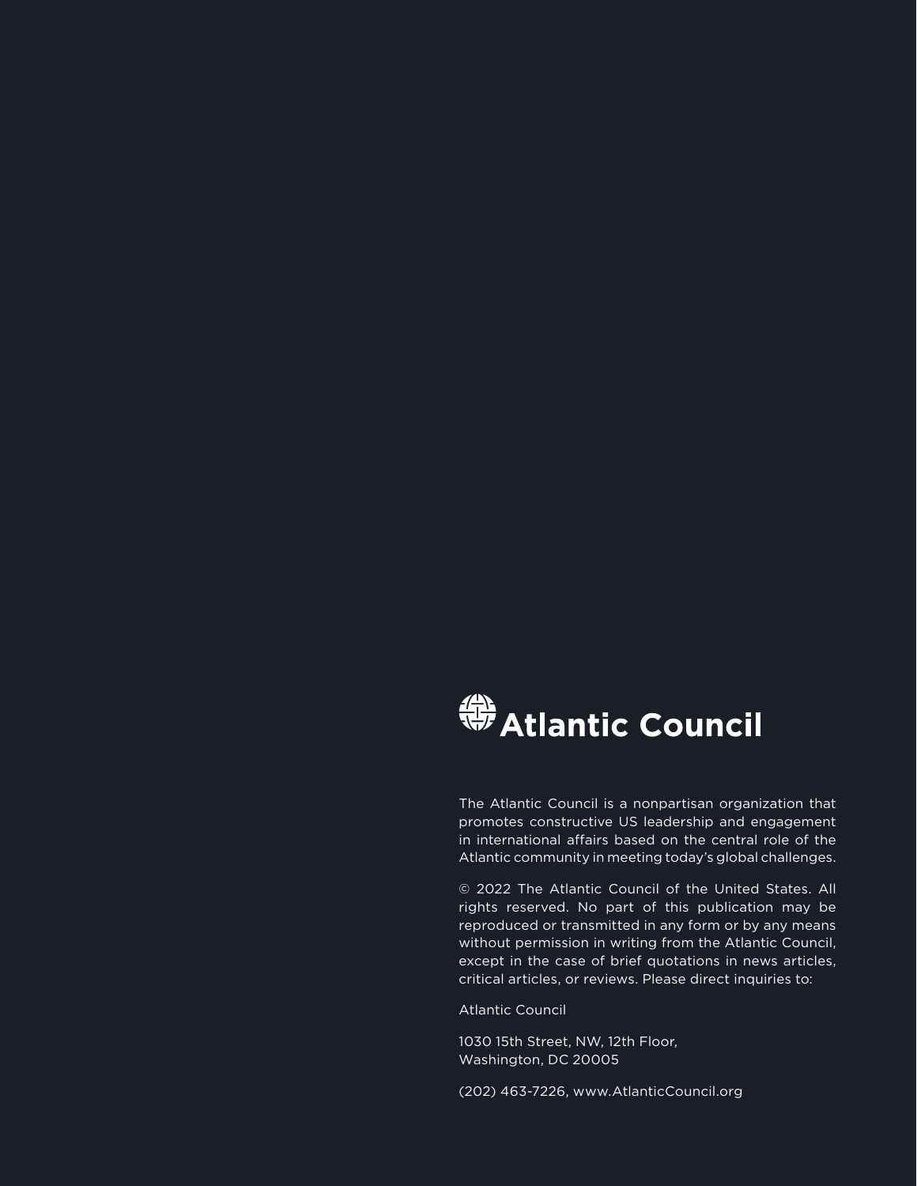# Atlantic Council

The Atlantic Council is a nonpartisan organization that promotes constructive US leadership and engagement in international affairs based on the central role of the Atlantic community in meeting today's global challenges.

© 2022 The Atlantic Council of the United States. All rights reserved. No part of this publication may be reproduced or transmitted in any form or by any means without permission in writing from the Atlantic Council, except in the case of brief quotations in news articles, critical articles, or reviews. Please direct inquiries to:

Atlantic Council

1030 15th Street, NW, 12th Floor,
Washington, DC 20005

(202) 463-7226, www.AtlanticCouncil.org